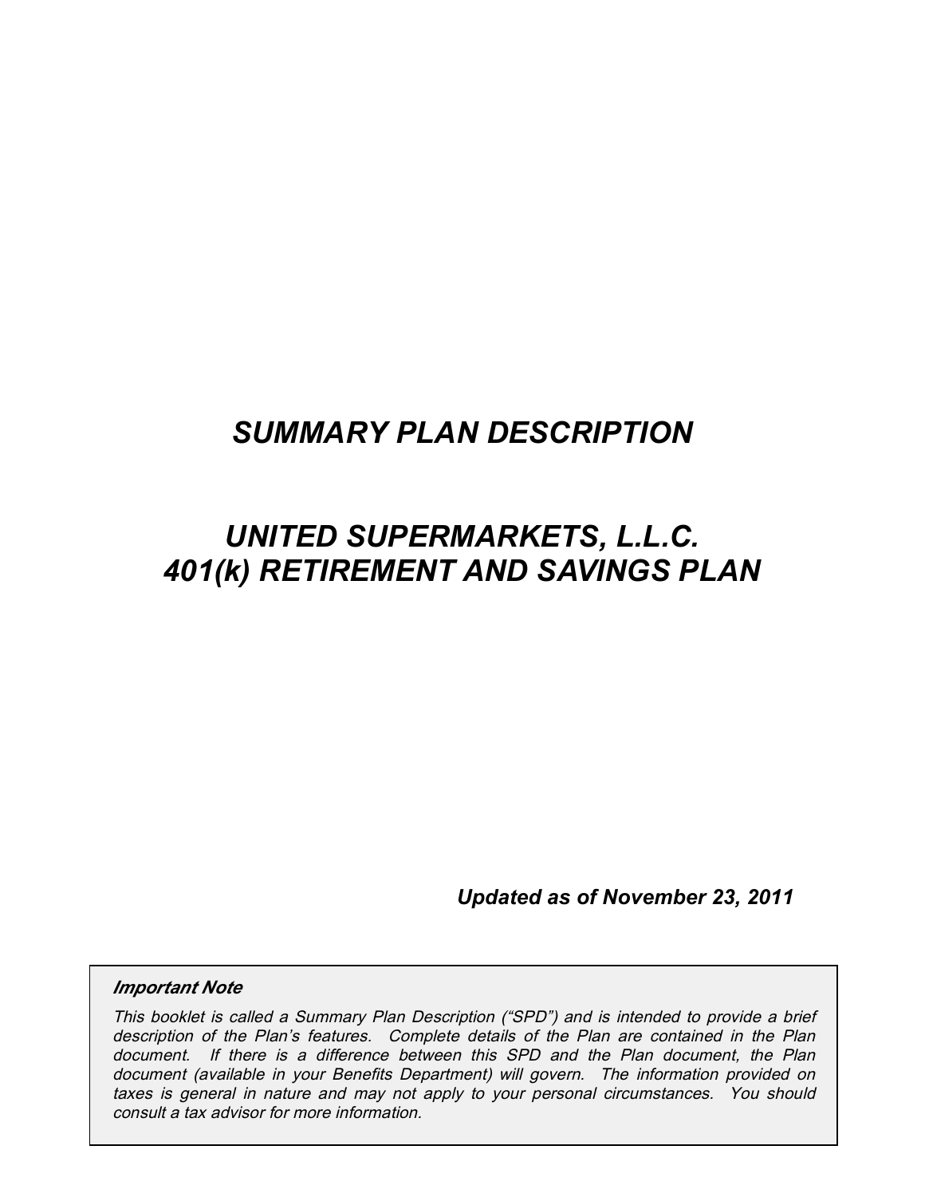# *SUMMARY PLAN DESCRIPTION*

# *UNITED SUPERMARKETS, L.L.C.*
# *401(k) RETIREMENT AND SAVINGS PLAN*

***Updated as of November 23, 2011***

***Important Note***

*This booklet is called a Summary Plan Description ("SPD") and is intended to provide a brief description of the Plan's features. Complete details of the Plan are contained in the Plan document. If there is a difference between this SPD and the Plan document, the Plan document (available in your Benefits Department) will govern. The information provided on taxes is general in nature and may not apply to your personal circumstances. You should consult a tax advisor for more information.*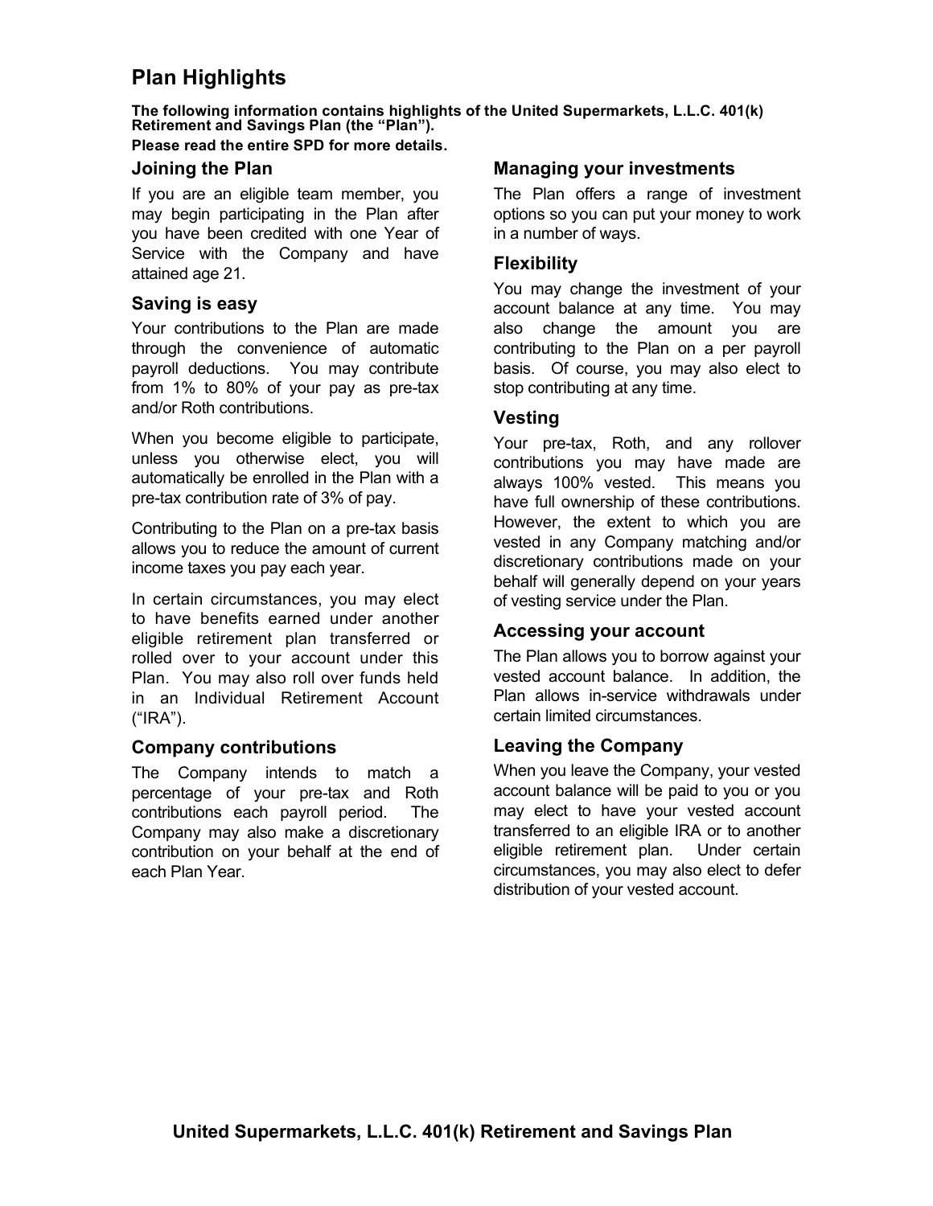# Plan Highlights

**The following information contains highlights of the United Supermarkets, L.L.C. 401(k) Retirement and Savings Plan (the "Plan").**

**Please read the entire SPD for more details.**

## Joining the Plan

If you are an eligible team member, you may begin participating in the Plan after you have been credited with one Year of Service with the Company and have attained age 21.

## Saving is easy

Your contributions to the Plan are made through the convenience of automatic payroll deductions. You may contribute from 1% to 80% of your pay as pre-tax and/or Roth contributions.

When you become eligible to participate, unless you otherwise elect, you will automatically be enrolled in the Plan with a pre-tax contribution rate of 3% of pay.

Contributing to the Plan on a pre-tax basis allows you to reduce the amount of current income taxes you pay each year.

In certain circumstances, you may elect to have benefits earned under another eligible retirement plan transferred or rolled over to your account under this Plan. You may also roll over funds held in an Individual Retirement Account ("IRA").

## Company contributions

The Company intends to match a percentage of your pre-tax and Roth contributions each payroll period. The Company may also make a discretionary contribution on your behalf at the end of each Plan Year.

## Managing your investments

The Plan offers a range of investment options so you can put your money to work in a number of ways.

## Flexibility

You may change the investment of your account balance at any time. You may also change the amount you are contributing to the Plan on a per payroll basis. Of course, you may also elect to stop contributing at any time.

## Vesting

Your pre-tax, Roth, and any rollover contributions you may have made are always 100% vested. This means you have full ownership of these contributions. However, the extent to which you are vested in any Company matching and/or discretionary contributions made on your behalf will generally depend on your years of vesting service under the Plan.

## Accessing your account

The Plan allows you to borrow against your vested account balance. In addition, the Plan allows in-service withdrawals under certain limited circumstances.

## Leaving the Company

When you leave the Company, your vested account balance will be paid to you or you may elect to have your vested account transferred to an eligible IRA or to another eligible retirement plan. Under certain circumstances, you may also elect to defer distribution of your vested account.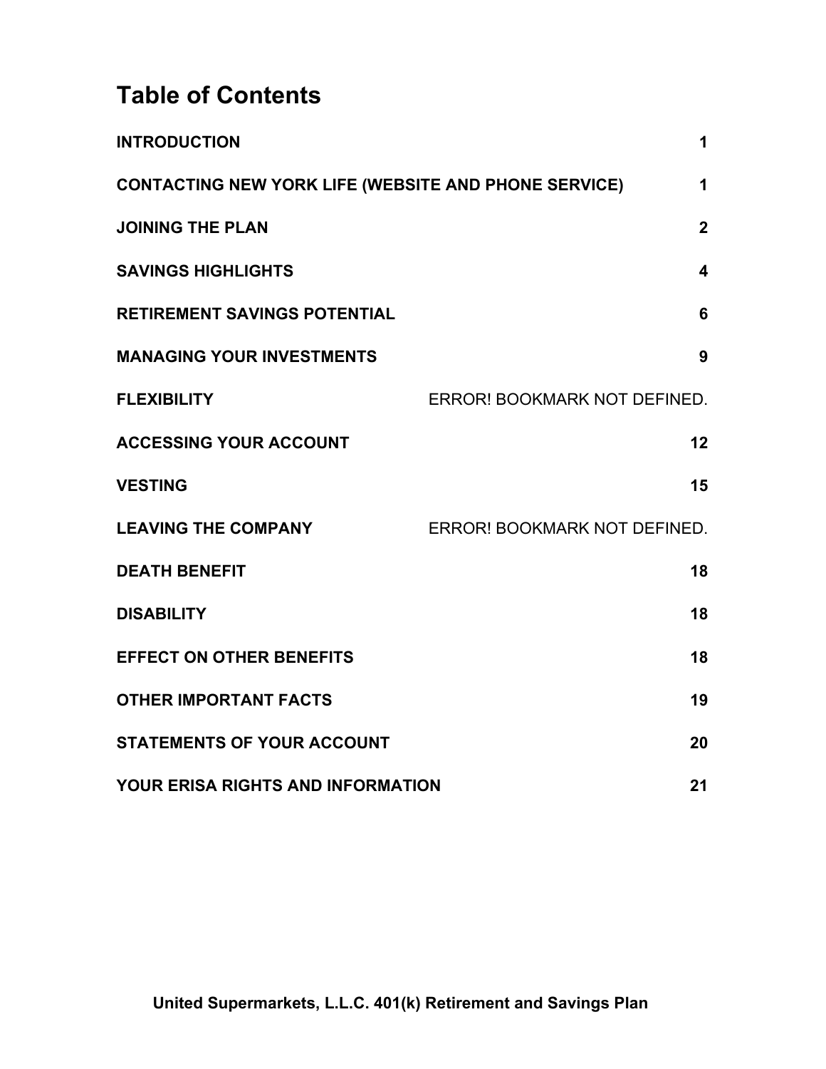# Table of Contents

| | |
|---|---|
| **INTRODUCTION** | **1** |
| **CONTACTING NEW YORK LIFE (WEBSITE AND PHONE SERVICE)** | **1** |
| **JOINING THE PLAN** | **2** |
| **SAVINGS HIGHLIGHTS** | **4** |
| **RETIREMENT SAVINGS POTENTIAL** | **6** |
| **MANAGING YOUR INVESTMENTS** | **9** |
| **FLEXIBILITY** | ERROR! BOOKMARK NOT DEFINED. |
| **ACCESSING YOUR ACCOUNT** | **12** |
| **VESTING** | **15** |
| **LEAVING THE COMPANY** | ERROR! BOOKMARK NOT DEFINED. |
| **DEATH BENEFIT** | **18** |
| **DISABILITY** | **18** |
| **EFFECT ON OTHER BENEFITS** | **18** |
| **OTHER IMPORTANT FACTS** | **19** |
| **STATEMENTS OF YOUR ACCOUNT** | **20** |
| **YOUR ERISA RIGHTS AND INFORMATION** | **21** |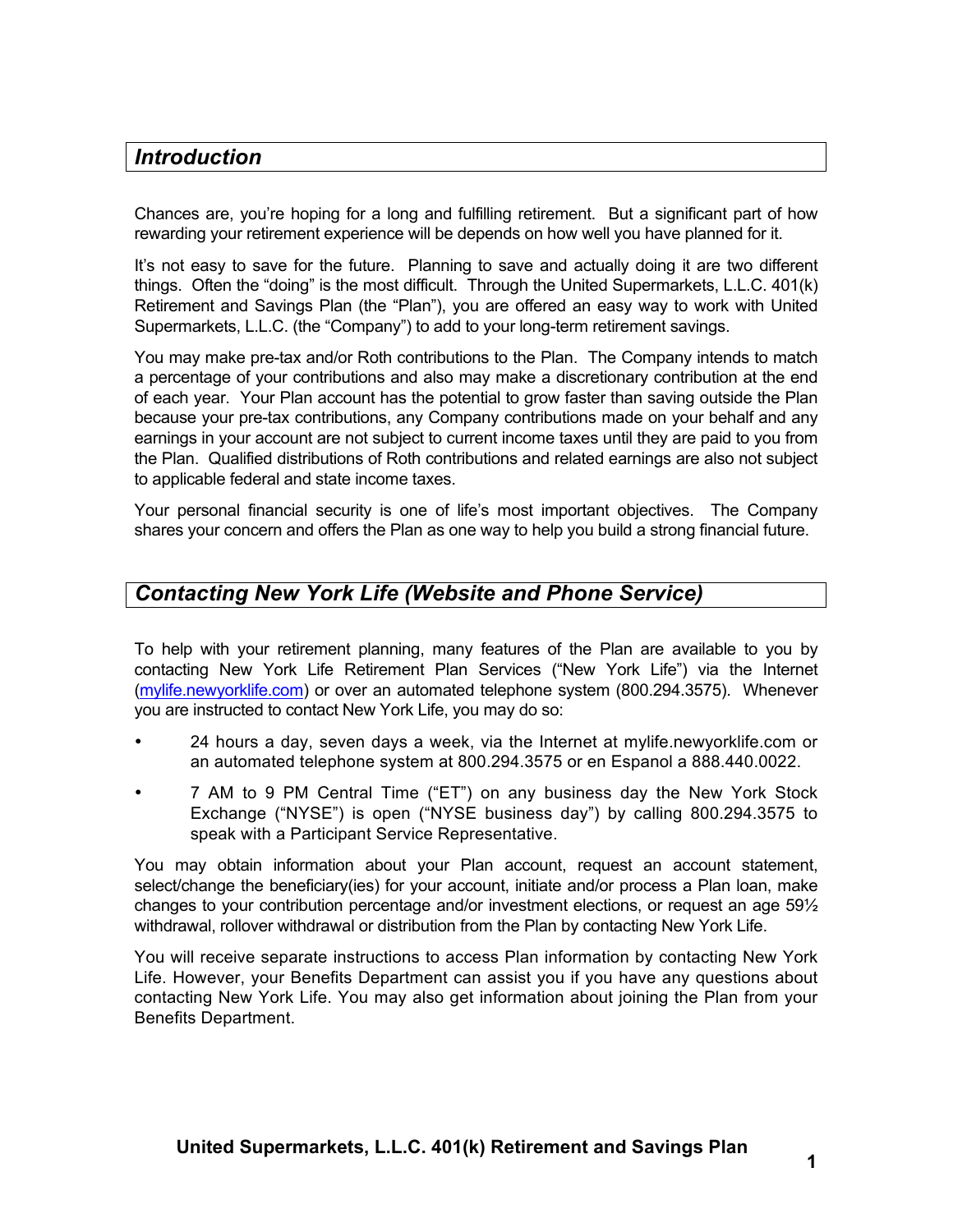## *Introduction*

Chances are, you're hoping for a long and fulfilling retirement. But a significant part of how rewarding your retirement experience will be depends on how well you have planned for it.

It's not easy to save for the future. Planning to save and actually doing it are two different things. Often the "doing" is the most difficult. Through the United Supermarkets, L.L.C. 401(k) Retirement and Savings Plan (the "Plan"), you are offered an easy way to work with United Supermarkets, L.L.C. (the "Company") to add to your long-term retirement savings.

You may make pre-tax and/or Roth contributions to the Plan. The Company intends to match a percentage of your contributions and also may make a discretionary contribution at the end of each year. Your Plan account has the potential to grow faster than saving outside the Plan because your pre-tax contributions, any Company contributions made on your behalf and any earnings in your account are not subject to current income taxes until they are paid to you from the Plan. Qualified distributions of Roth contributions and related earnings are also not subject to applicable federal and state income taxes.

Your personal financial security is one of life's most important objectives. The Company shares your concern and offers the Plan as one way to help you build a strong financial future.

## *Contacting New York Life (Website and Phone Service)*

To help with your retirement planning, many features of the Plan are available to you by contacting New York Life Retirement Plan Services ("New York Life") via the Internet (mylife.newyorklife.com) or over an automated telephone system (800.294.3575). Whenever you are instructed to contact New York Life, you may do so:

- 24 hours a day, seven days a week, via the Internet at mylife.newyorklife.com or an automated telephone system at 800.294.3575 or en Espanol a 888.440.0022.
- 7 AM to 9 PM Central Time ("ET") on any business day the New York Stock Exchange ("NYSE") is open ("NYSE business day") by calling 800.294.3575 to speak with a Participant Service Representative.

You may obtain information about your Plan account, request an account statement, select/change the beneficiary(ies) for your account, initiate and/or process a Plan loan, make changes to your contribution percentage and/or investment elections, or request an age 59½ withdrawal, rollover withdrawal or distribution from the Plan by contacting New York Life.

You will receive separate instructions to access Plan information by contacting New York Life. However, your Benefits Department can assist you if you have any questions about contacting New York Life. You may also get information about joining the Plan from your Benefits Department.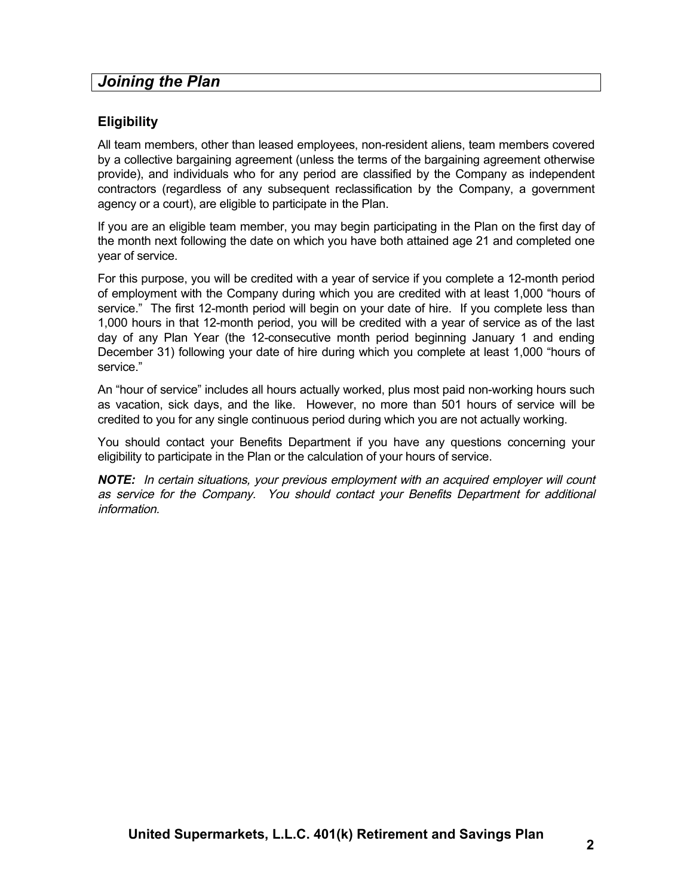## *Joining the Plan*

### Eligibility

All team members, other than leased employees, non-resident aliens, team members covered by a collective bargaining agreement (unless the terms of the bargaining agreement otherwise provide), and individuals who for any period are classified by the Company as independent contractors (regardless of any subsequent reclassification by the Company, a government agency or a court), are eligible to participate in the Plan.

If you are an eligible team member, you may begin participating in the Plan on the first day of the month next following the date on which you have both attained age 21 and completed one year of service.

For this purpose, you will be credited with a year of service if you complete a 12-month period of employment with the Company during which you are credited with at least 1,000 "hours of service." The first 12-month period will begin on your date of hire. If you complete less than 1,000 hours in that 12-month period, you will be credited with a year of service as of the last day of any Plan Year (the 12-consecutive month period beginning January 1 and ending December 31) following your date of hire during which you complete at least 1,000 "hours of service."

An "hour of service" includes all hours actually worked, plus most paid non-working hours such as vacation, sick days, and the like. However, no more than 501 hours of service will be credited to you for any single continuous period during which you are not actually working.

You should contact your Benefits Department if you have any questions concerning your eligibility to participate in the Plan or the calculation of your hours of service.

***NOTE:*** *In certain situations, your previous employment with an acquired employer will count as service for the Company. You should contact your Benefits Department for additional information.*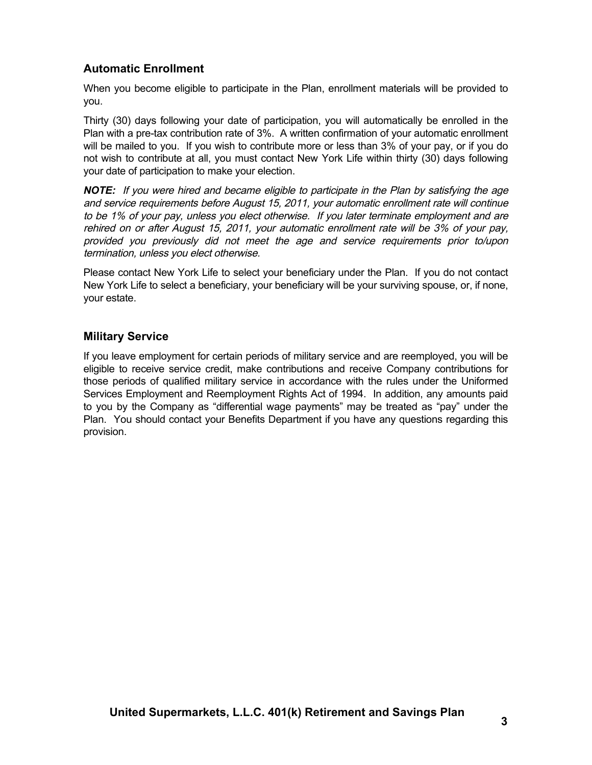## Automatic Enrollment

When you become eligible to participate in the Plan, enrollment materials will be provided to you.

Thirty (30) days following your date of participation, you will automatically be enrolled in the Plan with a pre-tax contribution rate of 3%. A written confirmation of your automatic enrollment will be mailed to you. If you wish to contribute more or less than 3% of your pay, or if you do not wish to contribute at all, you must contact New York Life within thirty (30) days following your date of participation to make your election.

***NOTE:*** *If you were hired and became eligible to participate in the Plan by satisfying the age and service requirements before August 15, 2011, your automatic enrollment rate will continue to be 1% of your pay, unless you elect otherwise. If you later terminate employment and are rehired on or after August 15, 2011, your automatic enrollment rate will be 3% of your pay, provided you previously did not meet the age and service requirements prior to/upon termination, unless you elect otherwise.*

Please contact New York Life to select your beneficiary under the Plan. If you do not contact New York Life to select a beneficiary, your beneficiary will be your surviving spouse, or, if none, your estate.

## Military Service

If you leave employment for certain periods of military service and are reemployed, you will be eligible to receive service credit, make contributions and receive Company contributions for those periods of qualified military service in accordance with the rules under the Uniformed Services Employment and Reemployment Rights Act of 1994. In addition, any amounts paid to you by the Company as "differential wage payments" may be treated as "pay" under the Plan. You should contact your Benefits Department if you have any questions regarding this provision.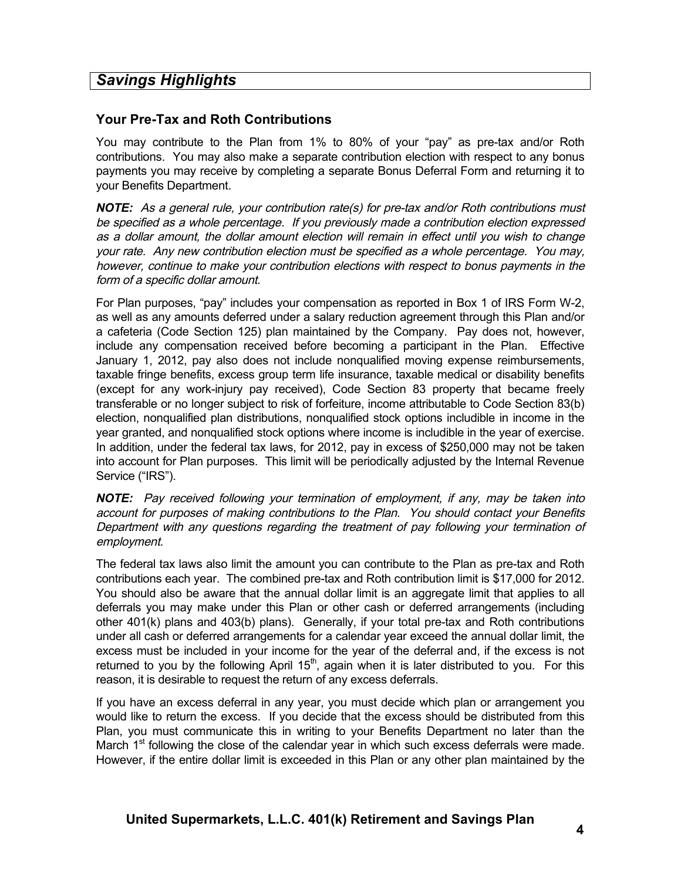## *Savings Highlights*

### Your Pre-Tax and Roth Contributions

You may contribute to the Plan from 1% to 80% of your "pay" as pre-tax and/or Roth contributions. You may also make a separate contribution election with respect to any bonus payments you may receive by completing a separate Bonus Deferral Form and returning it to your Benefits Department.

***NOTE:*** *As a general rule, your contribution rate(s) for pre-tax and/or Roth contributions must be specified as a whole percentage. If you previously made a contribution election expressed as a dollar amount, the dollar amount election will remain in effect until you wish to change your rate. Any new contribution election must be specified as a whole percentage. You may, however, continue to make your contribution elections with respect to bonus payments in the form of a specific dollar amount.*

For Plan purposes, "pay" includes your compensation as reported in Box 1 of IRS Form W-2, as well as any amounts deferred under a salary reduction agreement through this Plan and/or a cafeteria (Code Section 125) plan maintained by the Company. Pay does not, however, include any compensation received before becoming a participant in the Plan. Effective January 1, 2012, pay also does not include nonqualified moving expense reimbursements, taxable fringe benefits, excess group term life insurance, taxable medical or disability benefits (except for any work-injury pay received), Code Section 83 property that became freely transferable or no longer subject to risk of forfeiture, income attributable to Code Section 83(b) election, nonqualified plan distributions, nonqualified stock options includible in income in the year granted, and nonqualified stock options where income is includible in the year of exercise. In addition, under the federal tax laws, for 2012, pay in excess of $250,000 may not be taken into account for Plan purposes. This limit will be periodically adjusted by the Internal Revenue Service ("IRS").

***NOTE:*** *Pay received following your termination of employment, if any, may be taken into account for purposes of making contributions to the Plan. You should contact your Benefits Department with any questions regarding the treatment of pay following your termination of employment.*

The federal tax laws also limit the amount you can contribute to the Plan as pre-tax and Roth contributions each year. The combined pre-tax and Roth contribution limit is $17,000 for 2012. You should also be aware that the annual dollar limit is an aggregate limit that applies to all deferrals you may make under this Plan or other cash or deferred arrangements (including other 401(k) plans and 403(b) plans). Generally, if your total pre-tax and Roth contributions under all cash or deferred arrangements for a calendar year exceed the annual dollar limit, the excess must be included in your income for the year of the deferral and, if the excess is not returned to you by the following April 15th, again when it is later distributed to you. For this reason, it is desirable to request the return of any excess deferrals.

If you have an excess deferral in any year, you must decide which plan or arrangement you would like to return the excess. If you decide that the excess should be distributed from this Plan, you must communicate this in writing to your Benefits Department no later than the March 1st following the close of the calendar year in which such excess deferrals were made. However, if the entire dollar limit is exceeded in this Plan or any other plan maintained by the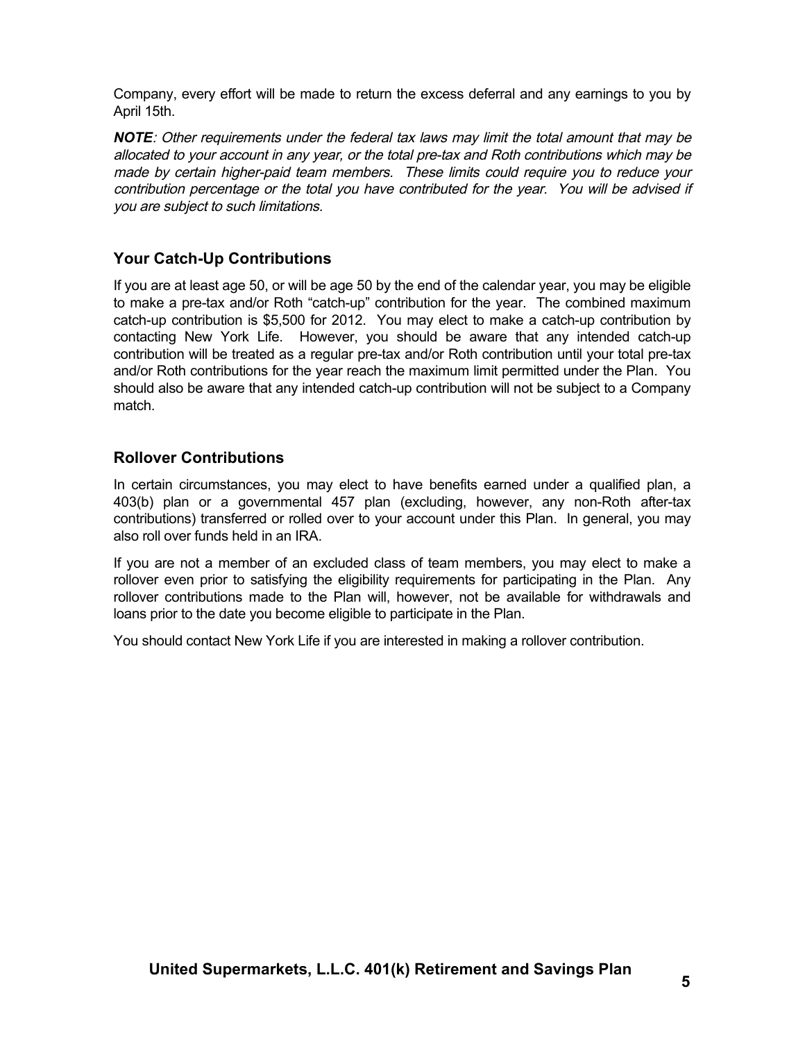Company, every effort will be made to return the excess deferral and any earnings to you by April 15th.

***NOTE****: Other requirements under the federal tax laws may limit the total amount that may be allocated to your account in any year, or the total pre-tax and Roth contributions which may be made by certain higher-paid team members. These limits could require you to reduce your contribution percentage or the total you have contributed for the year. You will be advised if you are subject to such limitations.*

## Your Catch-Up Contributions

If you are at least age 50, or will be age 50 by the end of the calendar year, you may be eligible to make a pre-tax and/or Roth "catch-up" contribution for the year. The combined maximum catch-up contribution is $5,500 for 2012. You may elect to make a catch-up contribution by contacting New York Life. However, you should be aware that any intended catch-up contribution will be treated as a regular pre-tax and/or Roth contribution until your total pre-tax and/or Roth contributions for the year reach the maximum limit permitted under the Plan. You should also be aware that any intended catch-up contribution will not be subject to a Company match.

## Rollover Contributions

In certain circumstances, you may elect to have benefits earned under a qualified plan, a 403(b) plan or a governmental 457 plan (excluding, however, any non-Roth after-tax contributions) transferred or rolled over to your account under this Plan. In general, you may also roll over funds held in an IRA.

If you are not a member of an excluded class of team members, you may elect to make a rollover even prior to satisfying the eligibility requirements for participating in the Plan. Any rollover contributions made to the Plan will, however, not be available for withdrawals and loans prior to the date you become eligible to participate in the Plan.

You should contact New York Life if you are interested in making a rollover contribution.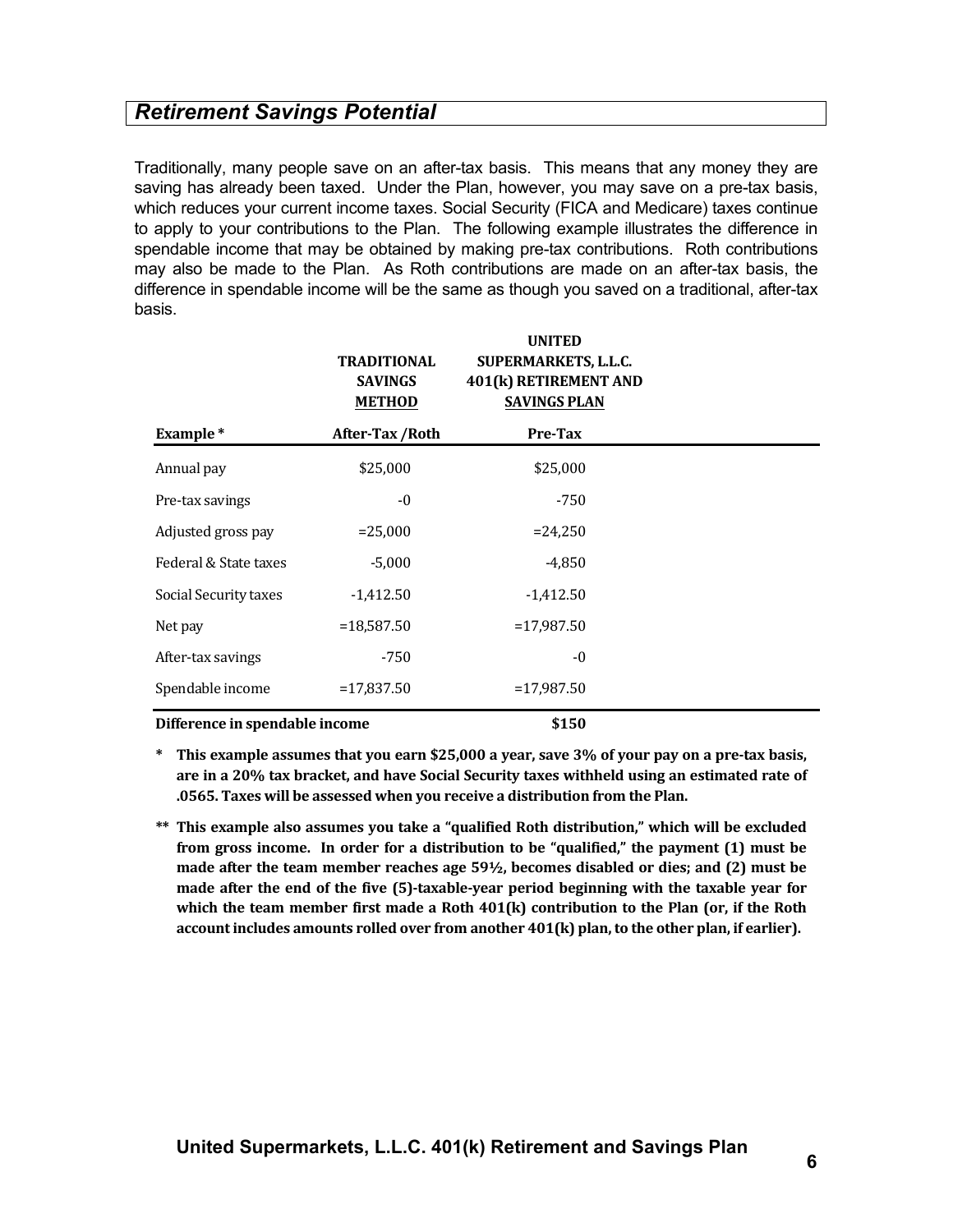## *Retirement Savings Potential*

Traditionally, many people save on an after-tax basis. This means that any money they are saving has already been taxed. Under the Plan, however, you may save on a pre-tax basis, which reduces your current income taxes. Social Security (FICA and Medicare) taxes continue to apply to your contributions to the Plan. The following example illustrates the difference in spendable income that may be obtained by making pre-tax contributions. Roth contributions may also be made to the Plan. As Roth contributions are made on an after-tax basis, the difference in spendable income will be the same as though you saved on a traditional, after-tax basis.

| | **TRADITIONAL SAVINGS METHOD** | **UNITED SUPERMARKETS, L.L.C. 401(k) RETIREMENT AND SAVINGS PLAN** |
|---|---|---|
| **Example*** | **After-Tax /Roth** | **Pre-Tax** |
| Annual pay | $25,000 | $25,000 |
| Pre-tax savings | -0 | -750 |
| Adjusted gross pay | =25,000 | =24,250 |
| Federal & State taxes | -5,000 | -4,850 |
| Social Security taxes | -1,412.50 | -1,412.50 |
| Net pay | =18,587.50 | =17,987.50 |
| After-tax savings | -750 | -0 |
| Spendable income | =17,837.50 | =17,987.50 |
| **Difference in spendable income** | | **$150** |

**\* This example assumes that you earn $25,000 a year, save 3% of your pay on a pre-tax basis, are in a 20% tax bracket, and have Social Security taxes withheld using an estimated rate of .0565. Taxes will be assessed when you receive a distribution from the Plan.**

**\*\* This example also assumes you take a "qualified Roth distribution," which will be excluded from gross income. In order for a distribution to be "qualified," the payment (1) must be made after the team member reaches age 59½, becomes disabled or dies; and (2) must be made after the end of the five (5)-taxable-year period beginning with the taxable year for which the team member first made a Roth 401(k) contribution to the Plan (or, if the Roth account includes amounts rolled over from another 401(k) plan, to the other plan, if earlier).**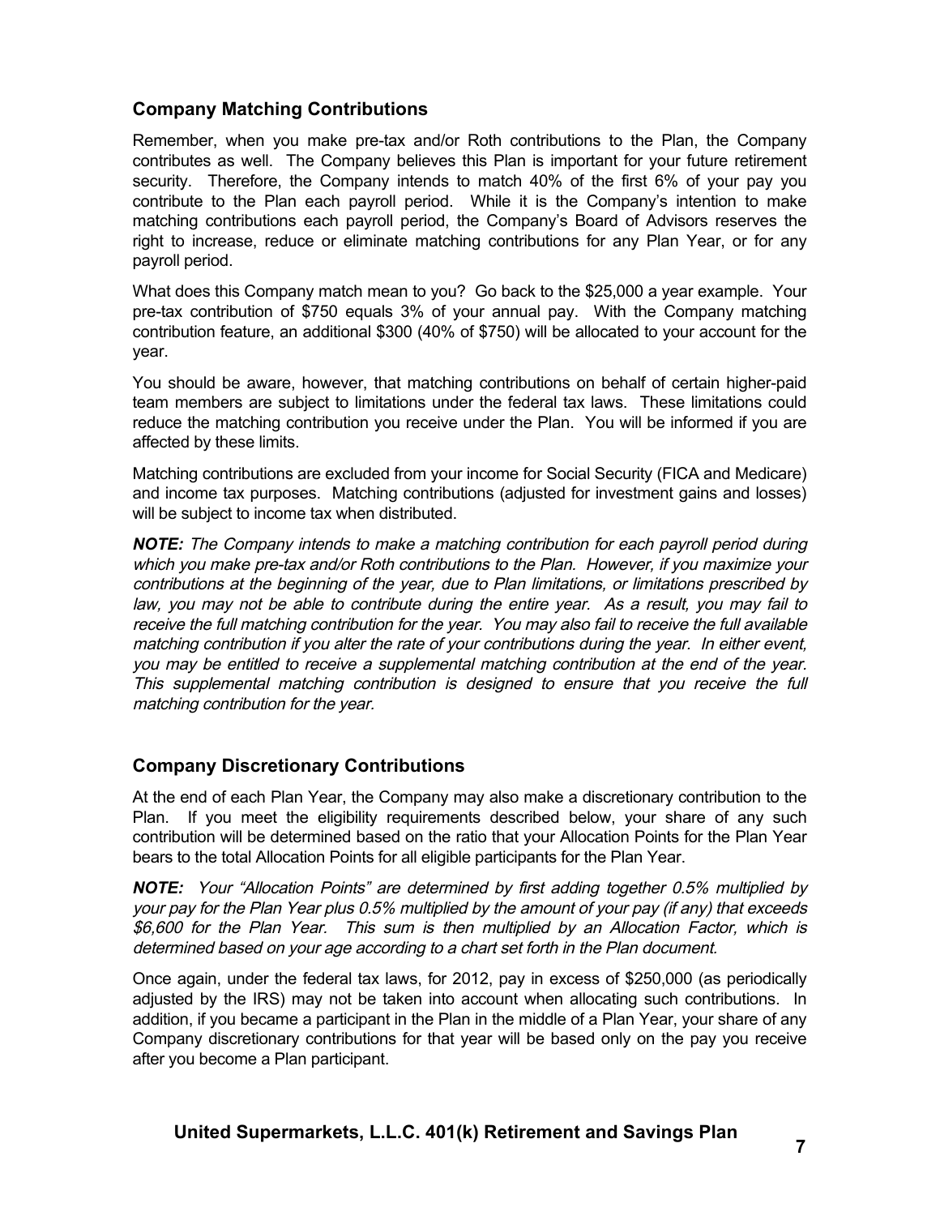## Company Matching Contributions

Remember, when you make pre-tax and/or Roth contributions to the Plan, the Company contributes as well. The Company believes this Plan is important for your future retirement security. Therefore, the Company intends to match 40% of the first 6% of your pay you contribute to the Plan each payroll period. While it is the Company's intention to make matching contributions each payroll period, the Company's Board of Advisors reserves the right to increase, reduce or eliminate matching contributions for any Plan Year, or for any payroll period.

What does this Company match mean to you? Go back to the $25,000 a year example. Your pre-tax contribution of $750 equals 3% of your annual pay. With the Company matching contribution feature, an additional $300 (40% of $750) will be allocated to your account for the year.

You should be aware, however, that matching contributions on behalf of certain higher-paid team members are subject to limitations under the federal tax laws. These limitations could reduce the matching contribution you receive under the Plan. You will be informed if you are affected by these limits.

Matching contributions are excluded from your income for Social Security (FICA and Medicare) and income tax purposes. Matching contributions (adjusted for investment gains and losses) will be subject to income tax when distributed.

***NOTE:*** *The Company intends to make a matching contribution for each payroll period during which you make pre-tax and/or Roth contributions to the Plan. However, if you maximize your contributions at the beginning of the year, due to Plan limitations, or limitations prescribed by law, you may not be able to contribute during the entire year. As a result, you may fail to receive the full matching contribution for the year. You may also fail to receive the full available matching contribution if you alter the rate of your contributions during the year. In either event, you may be entitled to receive a supplemental matching contribution at the end of the year. This supplemental matching contribution is designed to ensure that you receive the full matching contribution for the year.*

## Company Discretionary Contributions

At the end of each Plan Year, the Company may also make a discretionary contribution to the Plan. If you meet the eligibility requirements described below, your share of any such contribution will be determined based on the ratio that your Allocation Points for the Plan Year bears to the total Allocation Points for all eligible participants for the Plan Year.

***NOTE:*** *Your "Allocation Points" are determined by first adding together 0.5% multiplied by your pay for the Plan Year plus 0.5% multiplied by the amount of your pay (if any) that exceeds $6,600 for the Plan Year. This sum is then multiplied by an Allocation Factor, which is determined based on your age according to a chart set forth in the Plan document.*

Once again, under the federal tax laws, for 2012, pay in excess of $250,000 (as periodically adjusted by the IRS) may not be taken into account when allocating such contributions. In addition, if you became a participant in the Plan in the middle of a Plan Year, your share of any Company discretionary contributions for that year will be based only on the pay you receive after you become a Plan participant.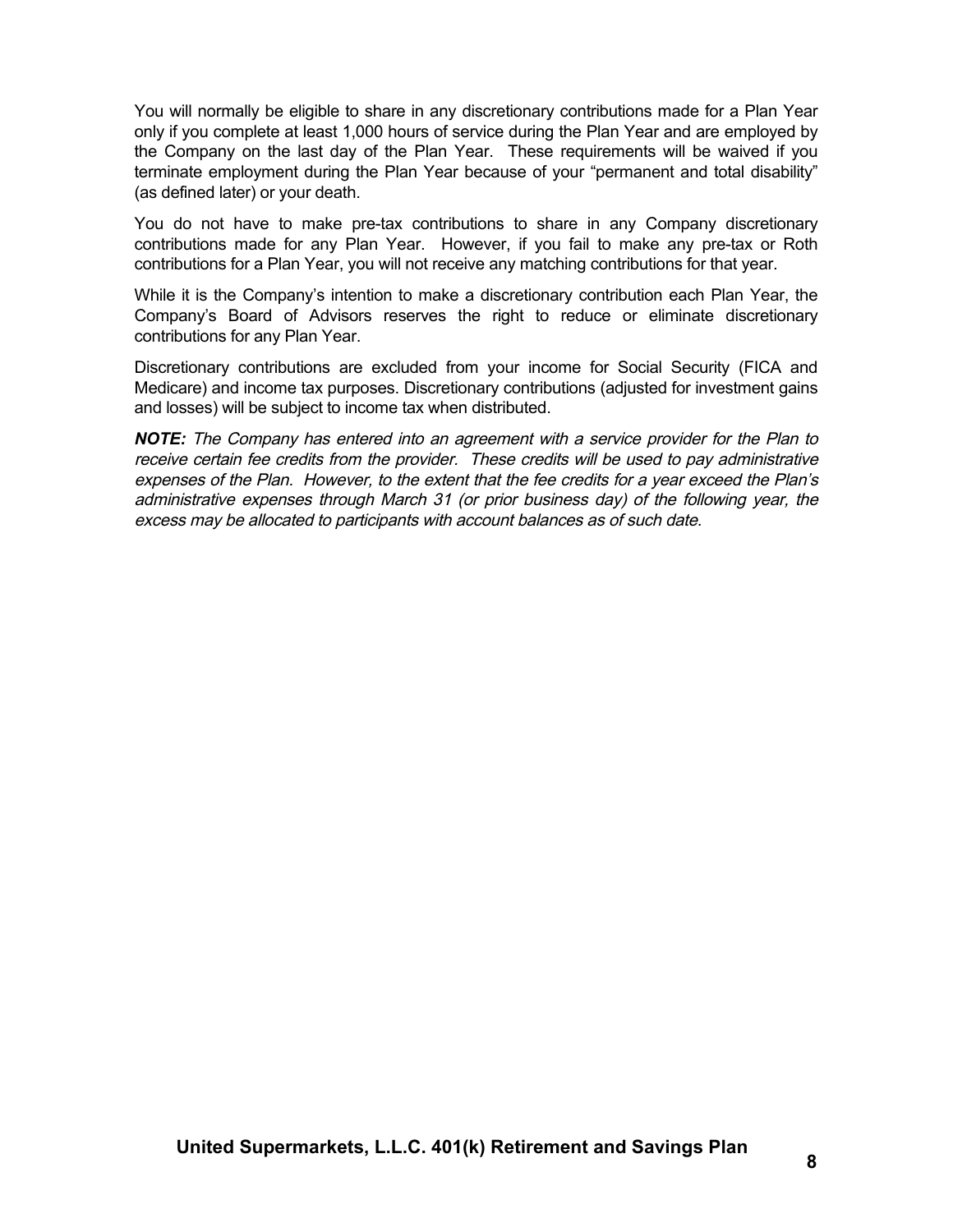You will normally be eligible to share in any discretionary contributions made for a Plan Year only if you complete at least 1,000 hours of service during the Plan Year and are employed by the Company on the last day of the Plan Year. These requirements will be waived if you terminate employment during the Plan Year because of your "permanent and total disability" (as defined later) or your death.

You do not have to make pre-tax contributions to share in any Company discretionary contributions made for any Plan Year. However, if you fail to make any pre-tax or Roth contributions for a Plan Year, you will not receive any matching contributions for that year.

While it is the Company's intention to make a discretionary contribution each Plan Year, the Company's Board of Advisors reserves the right to reduce or eliminate discretionary contributions for any Plan Year.

Discretionary contributions are excluded from your income for Social Security (FICA and Medicare) and income tax purposes. Discretionary contributions (adjusted for investment gains and losses) will be subject to income tax when distributed.

***NOTE:*** *The Company has entered into an agreement with a service provider for the Plan to receive certain fee credits from the provider. These credits will be used to pay administrative expenses of the Plan. However, to the extent that the fee credits for a year exceed the Plan's administrative expenses through March 31 (or prior business day) of the following year, the excess may be allocated to participants with account balances as of such date.*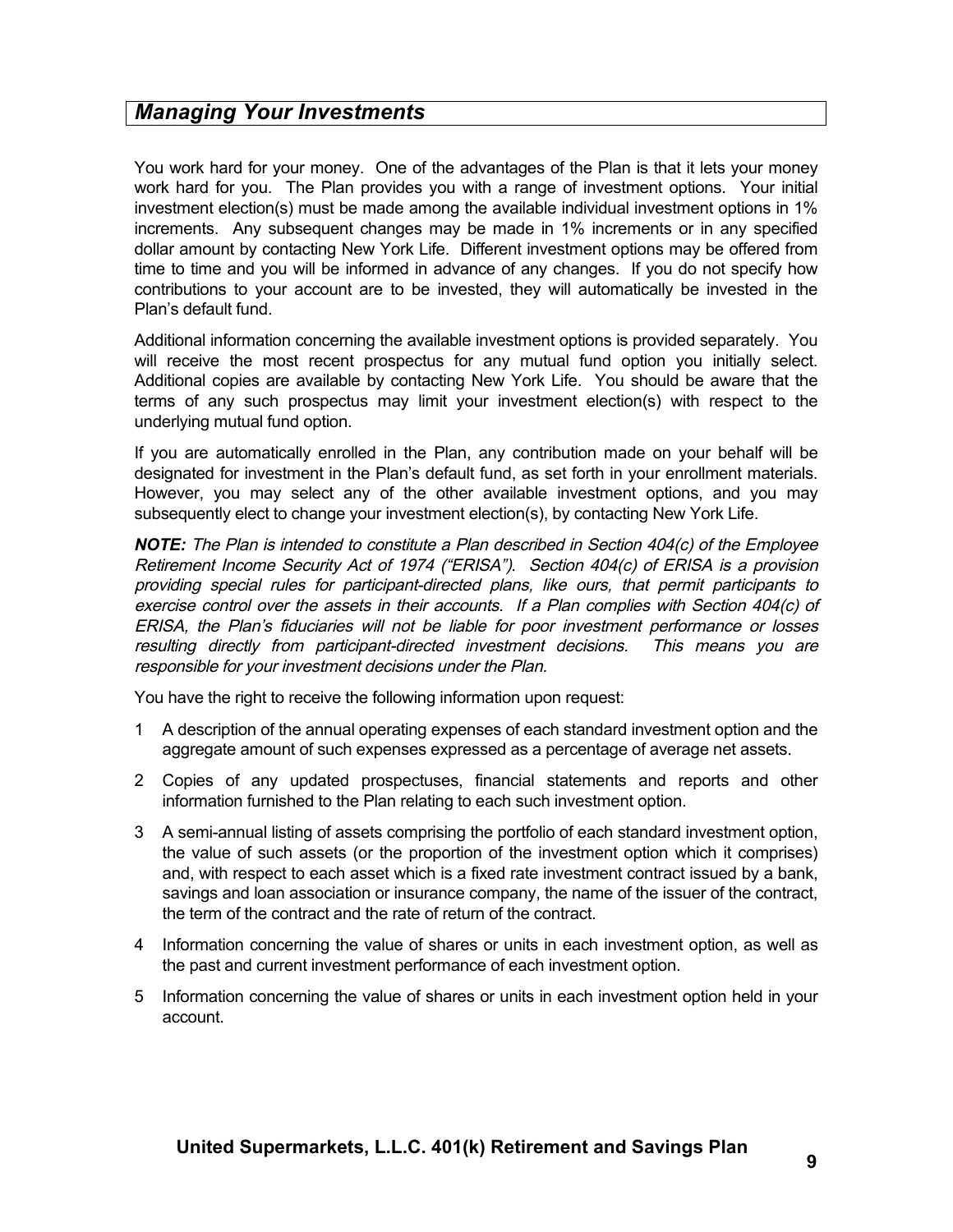## *Managing Your Investments*

You work hard for your money. One of the advantages of the Plan is that it lets your money work hard for you. The Plan provides you with a range of investment options. Your initial investment election(s) must be made among the available individual investment options in 1% increments. Any subsequent changes may be made in 1% increments or in any specified dollar amount by contacting New York Life. Different investment options may be offered from time to time and you will be informed in advance of any changes. If you do not specify how contributions to your account are to be invested, they will automatically be invested in the Plan's default fund.

Additional information concerning the available investment options is provided separately. You will receive the most recent prospectus for any mutual fund option you initially select. Additional copies are available by contacting New York Life. You should be aware that the terms of any such prospectus may limit your investment election(s) with respect to the underlying mutual fund option.

If you are automatically enrolled in the Plan, any contribution made on your behalf will be designated for investment in the Plan's default fund, as set forth in your enrollment materials. However, you may select any of the other available investment options, and you may subsequently elect to change your investment election(s), by contacting New York Life.

***NOTE:*** *The Plan is intended to constitute a Plan described in Section 404(c) of the Employee Retirement Income Security Act of 1974 ("ERISA"). Section 404(c) of ERISA is a provision providing special rules for participant-directed plans, like ours, that permit participants to exercise control over the assets in their accounts. If a Plan complies with Section 404(c) of ERISA, the Plan's fiduciaries will not be liable for poor investment performance or losses resulting directly from participant-directed investment decisions. This means you are responsible for your investment decisions under the Plan.*

You have the right to receive the following information upon request:

1. A description of the annual operating expenses of each standard investment option and the aggregate amount of such expenses expressed as a percentage of average net assets.
2. Copies of any updated prospectuses, financial statements and reports and other information furnished to the Plan relating to each such investment option.
3. A semi-annual listing of assets comprising the portfolio of each standard investment option, the value of such assets (or the proportion of the investment option which it comprises) and, with respect to each asset which is a fixed rate investment contract issued by a bank, savings and loan association or insurance company, the name of the issuer of the contract, the term of the contract and the rate of return of the contract.
4. Information concerning the value of shares or units in each investment option, as well as the past and current investment performance of each investment option.
5. Information concerning the value of shares or units in each investment option held in your account.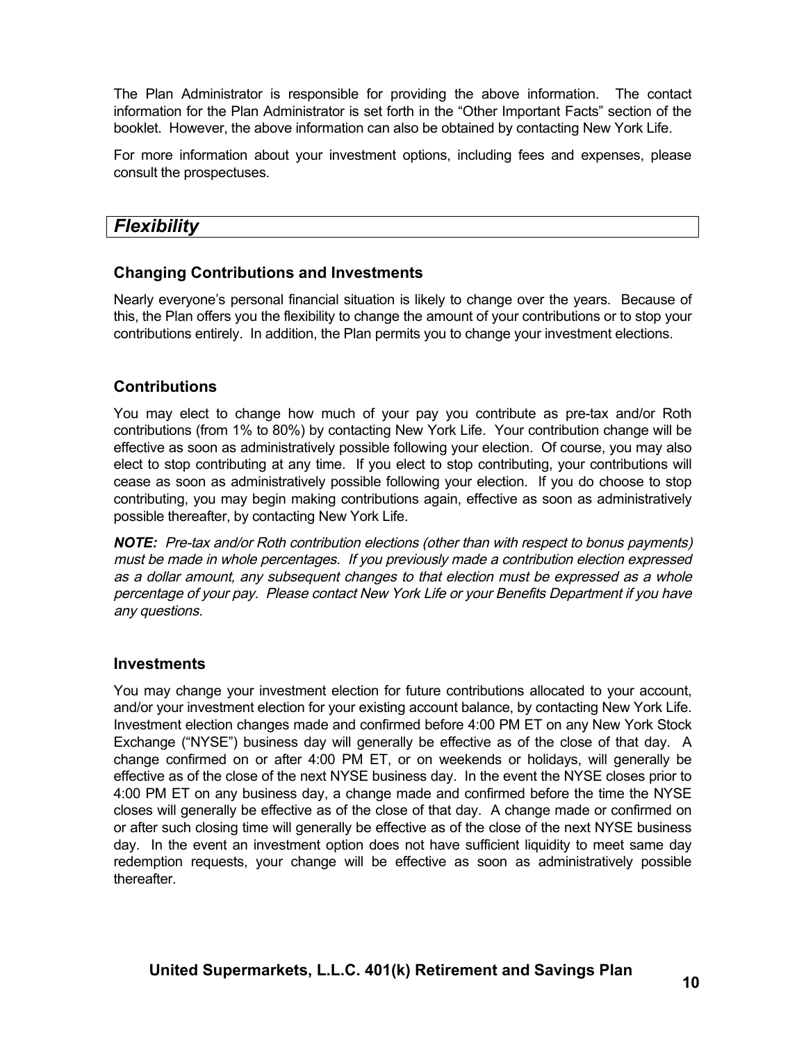The Plan Administrator is responsible for providing the above information. The contact information for the Plan Administrator is set forth in the "Other Important Facts" section of the booklet. However, the above information can also be obtained by contacting New York Life.

For more information about your investment options, including fees and expenses, please consult the prospectuses.

## *Flexibility*

### Changing Contributions and Investments

Nearly everyone's personal financial situation is likely to change over the years. Because of this, the Plan offers you the flexibility to change the amount of your contributions or to stop your contributions entirely. In addition, the Plan permits you to change your investment elections.

### Contributions

You may elect to change how much of your pay you contribute as pre-tax and/or Roth contributions (from 1% to 80%) by contacting New York Life. Your contribution change will be effective as soon as administratively possible following your election. Of course, you may also elect to stop contributing at any time. If you elect to stop contributing, your contributions will cease as soon as administratively possible following your election. If you do choose to stop contributing, you may begin making contributions again, effective as soon as administratively possible thereafter, by contacting New York Life.

***NOTE:*** *Pre-tax and/or Roth contribution elections (other than with respect to bonus payments) must be made in whole percentages. If you previously made a contribution election expressed as a dollar amount, any subsequent changes to that election must be expressed as a whole percentage of your pay. Please contact New York Life or your Benefits Department if you have any questions.*

### Investments

You may change your investment election for future contributions allocated to your account, and/or your investment election for your existing account balance, by contacting New York Life. Investment election changes made and confirmed before 4:00 PM ET on any New York Stock Exchange ("NYSE") business day will generally be effective as of the close of that day. A change confirmed on or after 4:00 PM ET, or on weekends or holidays, will generally be effective as of the close of the next NYSE business day. In the event the NYSE closes prior to 4:00 PM ET on any business day, a change made and confirmed before the time the NYSE closes will generally be effective as of the close of that day. A change made or confirmed on or after such closing time will generally be effective as of the close of the next NYSE business day. In the event an investment option does not have sufficient liquidity to meet same day redemption requests, your change will be effective as soon as administratively possible thereafter.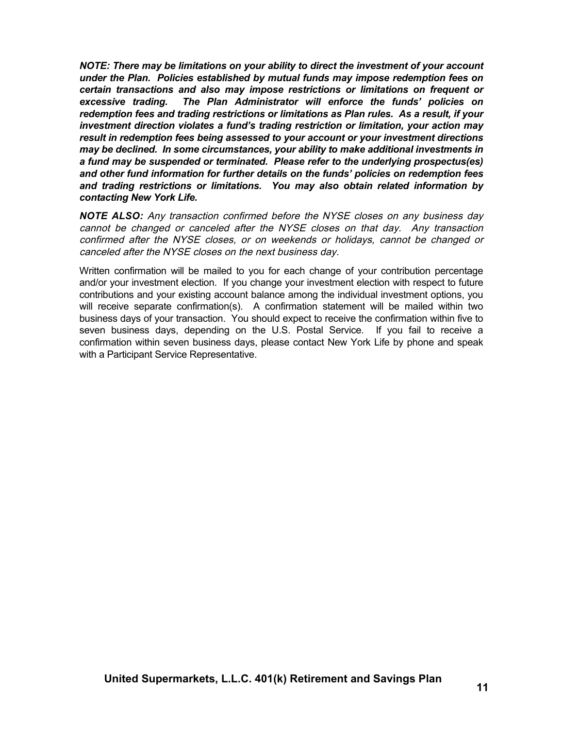***NOTE: There may be limitations on your ability to direct the investment of your account under the Plan. Policies established by mutual funds may impose redemption fees on certain transactions and also may impose restrictions or limitations on frequent or excessive trading. The Plan Administrator will enforce the funds' policies on redemption fees and trading restrictions or limitations as Plan rules. As a result, if your investment direction violates a fund's trading restriction or limitation, your action may result in redemption fees being assessed to your account or your investment directions may be declined. In some circumstances, your ability to make additional investments in a fund may be suspended or terminated. Please refer to the underlying prospectus(es) and other fund information for further details on the funds' policies on redemption fees and trading restrictions or limitations. You may also obtain related information by contacting New York Life.***

***NOTE ALSO:*** *Any transaction confirmed before the NYSE closes on any business day cannot be changed or canceled after the NYSE closes on that day. Any transaction confirmed after the NYSE closes, or on weekends or holidays, cannot be changed or canceled after the NYSE closes on the next business day.*

Written confirmation will be mailed to you for each change of your contribution percentage and/or your investment election. If you change your investment election with respect to future contributions and your existing account balance among the individual investment options, you will receive separate confirmation(s). A confirmation statement will be mailed within two business days of your transaction. You should expect to receive the confirmation within five to seven business days, depending on the U.S. Postal Service. If you fail to receive a confirmation within seven business days, please contact New York Life by phone and speak with a Participant Service Representative.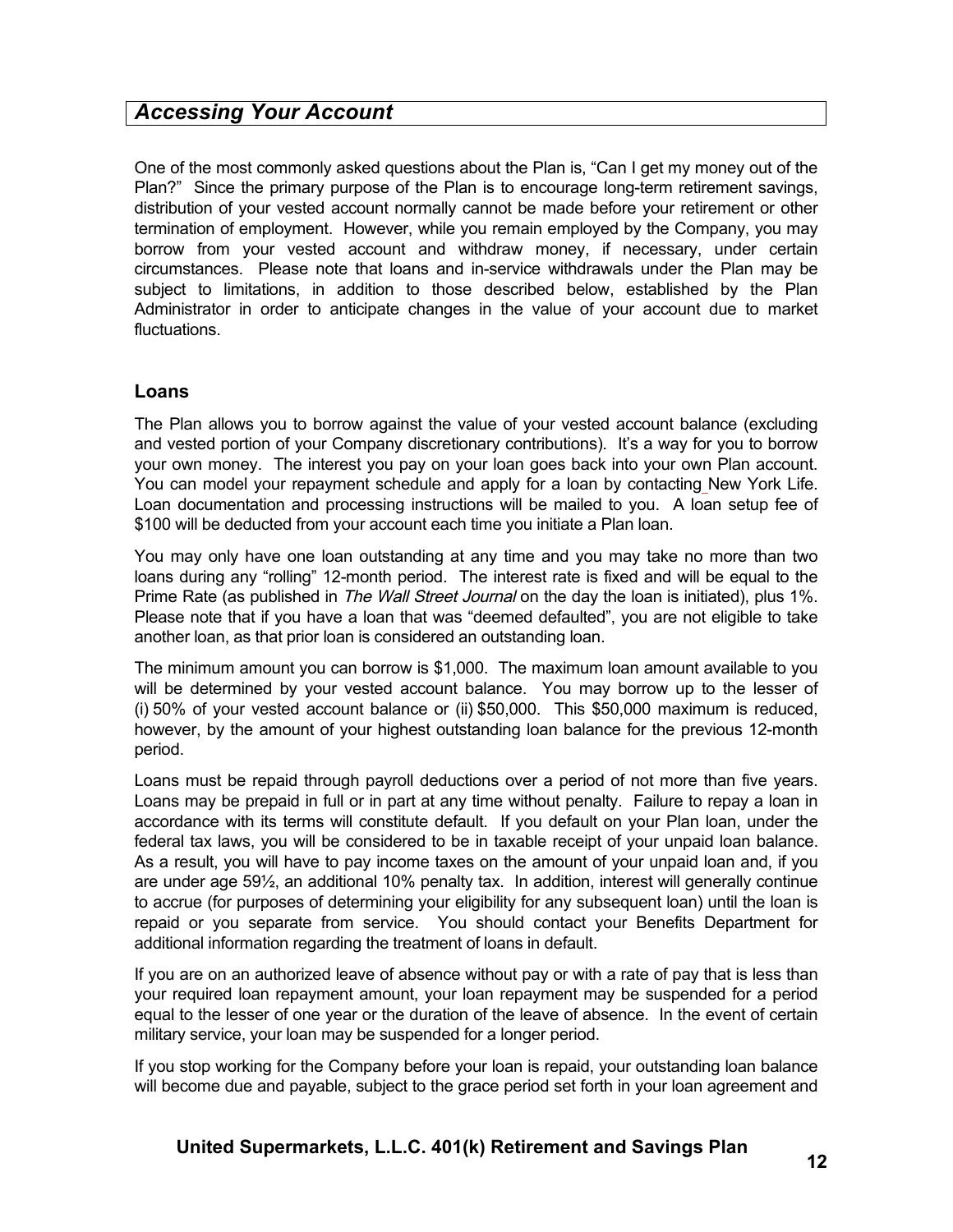## *Accessing Your Account*

One of the most commonly asked questions about the Plan is, "Can I get my money out of the Plan?" Since the primary purpose of the Plan is to encourage long-term retirement savings, distribution of your vested account normally cannot be made before your retirement or other termination of employment. However, while you remain employed by the Company, you may borrow from your vested account and withdraw money, if necessary, under certain circumstances. Please note that loans and in-service withdrawals under the Plan may be subject to limitations, in addition to those described below, established by the Plan Administrator in order to anticipate changes in the value of your account due to market fluctuations.

### Loans

The Plan allows you to borrow against the value of your vested account balance (excluding and vested portion of your Company discretionary contributions). It's a way for you to borrow your own money. The interest you pay on your loan goes back into your own Plan account. You can model your repayment schedule and apply for a loan by contacting New York Life. Loan documentation and processing instructions will be mailed to you. A loan setup fee of $100 will be deducted from your account each time you initiate a Plan loan.

You may only have one loan outstanding at any time and you may take no more than two loans during any "rolling" 12-month period. The interest rate is fixed and will be equal to the Prime Rate (as published in *The Wall Street Journal* on the day the loan is initiated), plus 1%. Please note that if you have a loan that was "deemed defaulted", you are not eligible to take another loan, as that prior loan is considered an outstanding loan.

The minimum amount you can borrow is $1,000. The maximum loan amount available to you will be determined by your vested account balance. You may borrow up to the lesser of (i) 50% of your vested account balance or (ii) $50,000. This $50,000 maximum is reduced, however, by the amount of your highest outstanding loan balance for the previous 12-month period.

Loans must be repaid through payroll deductions over a period of not more than five years. Loans may be prepaid in full or in part at any time without penalty. Failure to repay a loan in accordance with its terms will constitute default. If you default on your Plan loan, under the federal tax laws, you will be considered to be in taxable receipt of your unpaid loan balance. As a result, you will have to pay income taxes on the amount of your unpaid loan and, if you are under age 59½, an additional 10% penalty tax. In addition, interest will generally continue to accrue (for purposes of determining your eligibility for any subsequent loan) until the loan is repaid or you separate from service. You should contact your Benefits Department for additional information regarding the treatment of loans in default.

If you are on an authorized leave of absence without pay or with a rate of pay that is less than your required loan repayment amount, your loan repayment may be suspended for a period equal to the lesser of one year or the duration of the leave of absence. In the event of certain military service, your loan may be suspended for a longer period.

If you stop working for the Company before your loan is repaid, your outstanding loan balance will become due and payable, subject to the grace period set forth in your loan agreement and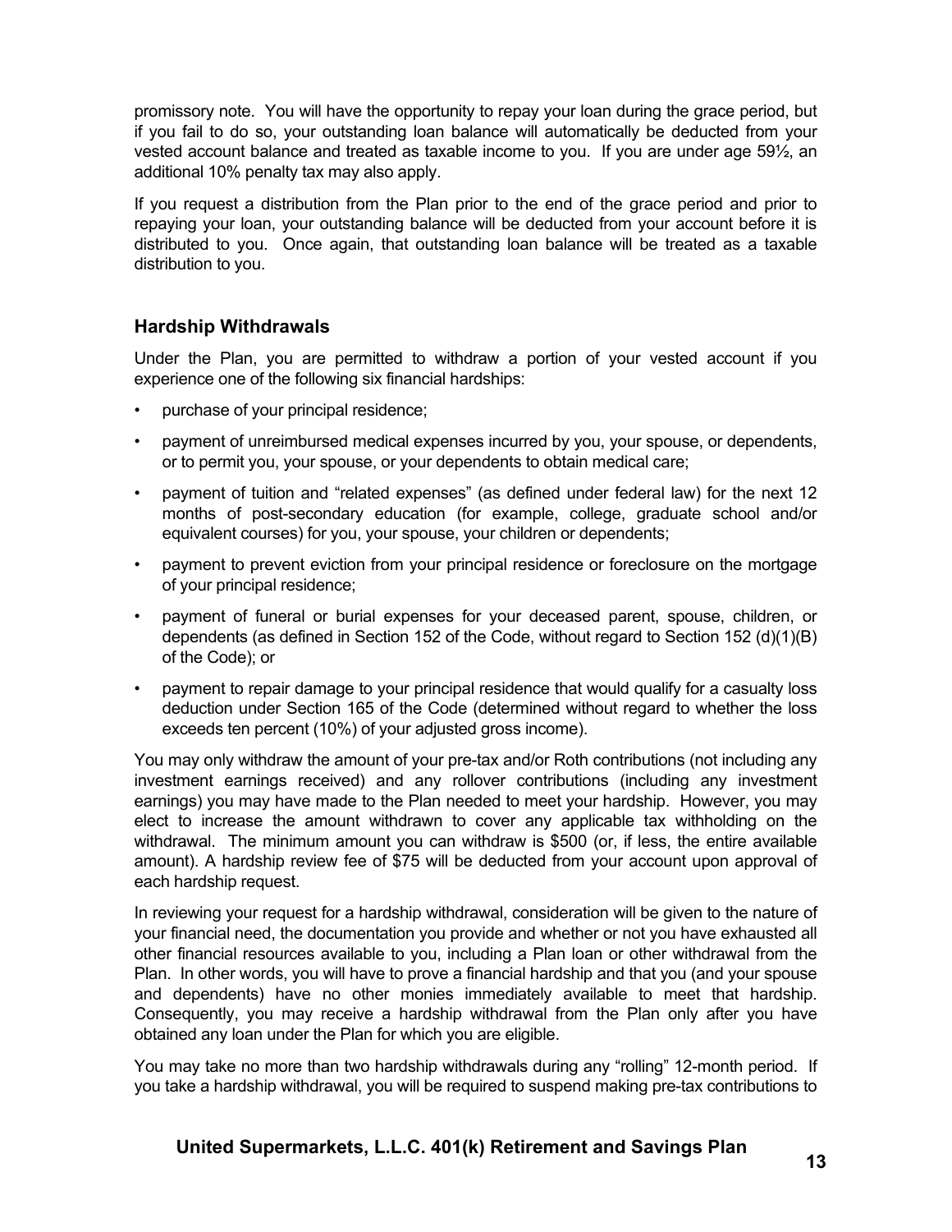promissory note. You will have the opportunity to repay your loan during the grace period, but if you fail to do so, your outstanding loan balance will automatically be deducted from your vested account balance and treated as taxable income to you. If you are under age 59½, an additional 10% penalty tax may also apply.

If you request a distribution from the Plan prior to the end of the grace period and prior to repaying your loan, your outstanding balance will be deducted from your account before it is distributed to you. Once again, that outstanding loan balance will be treated as a taxable distribution to you.

### Hardship Withdrawals

Under the Plan, you are permitted to withdraw a portion of your vested account if you experience one of the following six financial hardships:

- purchase of your principal residence;
- payment of unreimbursed medical expenses incurred by you, your spouse, or dependents, or to permit you, your spouse, or your dependents to obtain medical care;
- payment of tuition and "related expenses" (as defined under federal law) for the next 12 months of post-secondary education (for example, college, graduate school and/or equivalent courses) for you, your spouse, your children or dependents;
- payment to prevent eviction from your principal residence or foreclosure on the mortgage of your principal residence;
- payment of funeral or burial expenses for your deceased parent, spouse, children, or dependents (as defined in Section 152 of the Code, without regard to Section 152 (d)(1)(B) of the Code); or
- payment to repair damage to your principal residence that would qualify for a casualty loss deduction under Section 165 of the Code (determined without regard to whether the loss exceeds ten percent (10%) of your adjusted gross income).

You may only withdraw the amount of your pre-tax and/or Roth contributions (not including any investment earnings received) and any rollover contributions (including any investment earnings) you may have made to the Plan needed to meet your hardship. However, you may elect to increase the amount withdrawn to cover any applicable tax withholding on the withdrawal. The minimum amount you can withdraw is $500 (or, if less, the entire available amount). A hardship review fee of $75 will be deducted from your account upon approval of each hardship request.

In reviewing your request for a hardship withdrawal, consideration will be given to the nature of your financial need, the documentation you provide and whether or not you have exhausted all other financial resources available to you, including a Plan loan or other withdrawal from the Plan. In other words, you will have to prove a financial hardship and that you (and your spouse and dependents) have no other monies immediately available to meet that hardship. Consequently, you may receive a hardship withdrawal from the Plan only after you have obtained any loan under the Plan for which you are eligible.

You may take no more than two hardship withdrawals during any "rolling" 12-month period. If you take a hardship withdrawal, you will be required to suspend making pre-tax contributions to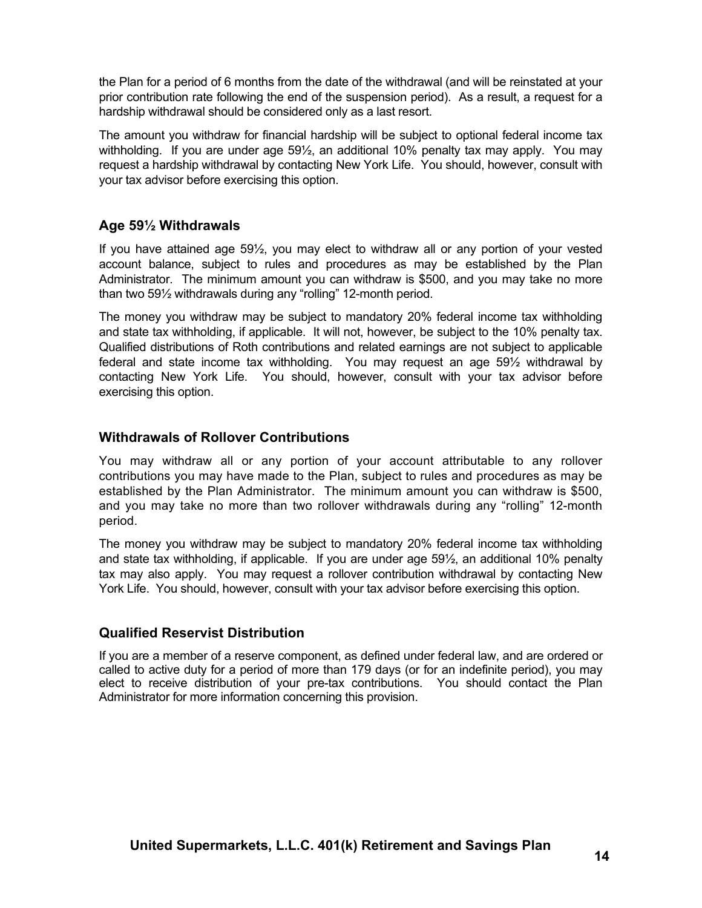the Plan for a period of 6 months from the date of the withdrawal (and will be reinstated at your prior contribution rate following the end of the suspension period). As a result, a request for a hardship withdrawal should be considered only as a last resort.

The amount you withdraw for financial hardship will be subject to optional federal income tax withholding. If you are under age 59½, an additional 10% penalty tax may apply. You may request a hardship withdrawal by contacting New York Life. You should, however, consult with your tax advisor before exercising this option.

### Age 59½ Withdrawals

If you have attained age 59½, you may elect to withdraw all or any portion of your vested account balance, subject to rules and procedures as may be established by the Plan Administrator. The minimum amount you can withdraw is $500, and you may take no more than two 59½ withdrawals during any "rolling" 12-month period.

The money you withdraw may be subject to mandatory 20% federal income tax withholding and state tax withholding, if applicable. It will not, however, be subject to the 10% penalty tax. Qualified distributions of Roth contributions and related earnings are not subject to applicable federal and state income tax withholding. You may request an age 59½ withdrawal by contacting New York Life. You should, however, consult with your tax advisor before exercising this option.

### Withdrawals of Rollover Contributions

You may withdraw all or any portion of your account attributable to any rollover contributions you may have made to the Plan, subject to rules and procedures as may be established by the Plan Administrator. The minimum amount you can withdraw is $500, and you may take no more than two rollover withdrawals during any "rolling" 12-month period.

The money you withdraw may be subject to mandatory 20% federal income tax withholding and state tax withholding, if applicable. If you are under age 59½, an additional 10% penalty tax may also apply. You may request a rollover contribution withdrawal by contacting New York Life. You should, however, consult with your tax advisor before exercising this option.

### Qualified Reservist Distribution

If you are a member of a reserve component, as defined under federal law, and are ordered or called to active duty for a period of more than 179 days (or for an indefinite period), you may elect to receive distribution of your pre-tax contributions. You should contact the Plan Administrator for more information concerning this provision.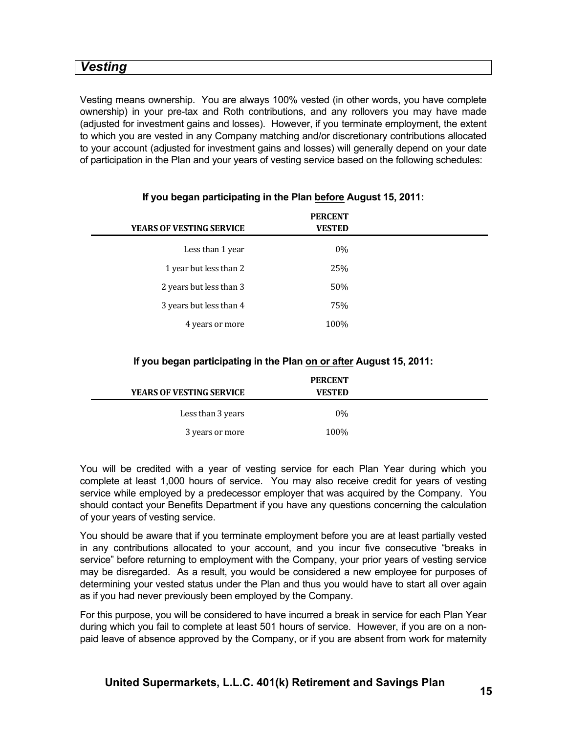## *Vesting*

Vesting means ownership. You are always 100% vested (in other words, you have complete ownership) in your pre-tax and Roth contributions, and any rollovers you may have made (adjusted for investment gains and losses). However, if you terminate employment, the extent to which you are vested in any Company matching and/or discretionary contributions allocated to your account (adjusted for investment gains and losses) will generally depend on your date of participation in the Plan and your years of vesting service based on the following schedules:

**If you began participating in the Plan before August 15, 2011:**

| YEARS OF VESTING SERVICE | PERCENT VESTED |
|---|---|
| Less than 1 year | 0% |
| 1 year but less than 2 | 25% |
| 2 years but less than 3 | 50% |
| 3 years but less than 4 | 75% |
| 4 years or more | 100% |

**If you began participating in the Plan on or after August 15, 2011:**

| YEARS OF VESTING SERVICE | PERCENT VESTED |
|---|---|
| Less than 3 years | 0% |
| 3 years or more | 100% |

You will be credited with a year of vesting service for each Plan Year during which you complete at least 1,000 hours of service. You may also receive credit for years of vesting service while employed by a predecessor employer that was acquired by the Company. You should contact your Benefits Department if you have any questions concerning the calculation of your years of vesting service.

You should be aware that if you terminate employment before you are at least partially vested in any contributions allocated to your account, and you incur five consecutive "breaks in service" before returning to employment with the Company, your prior years of vesting service may be disregarded. As a result, you would be considered a new employee for purposes of determining your vested status under the Plan and thus you would have to start all over again as if you had never previously been employed by the Company.

For this purpose, you will be considered to have incurred a break in service for each Plan Year during which you fail to complete at least 501 hours of service. However, if you are on a non-paid leave of absence approved by the Company, or if you are absent from work for maternity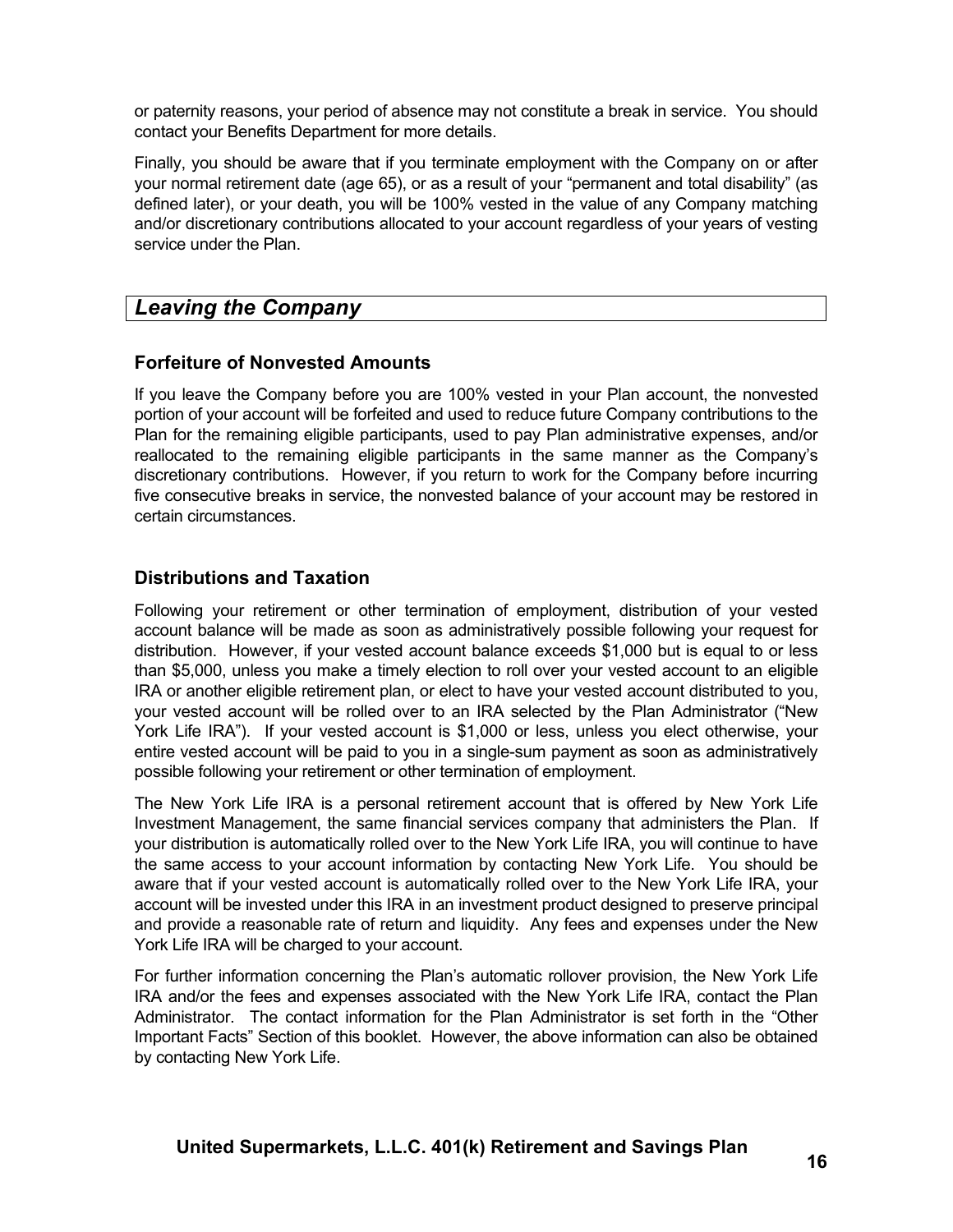or paternity reasons, your period of absence may not constitute a break in service. You should contact your Benefits Department for more details.

Finally, you should be aware that if you terminate employment with the Company on or after your normal retirement date (age 65), or as a result of your "permanent and total disability" (as defined later), or your death, you will be 100% vested in the value of any Company matching and/or discretionary contributions allocated to your account regardless of your years of vesting service under the Plan.

## *Leaving the Company*

### Forfeiture of Nonvested Amounts

If you leave the Company before you are 100% vested in your Plan account, the nonvested portion of your account will be forfeited and used to reduce future Company contributions to the Plan for the remaining eligible participants, used to pay Plan administrative expenses, and/or reallocated to the remaining eligible participants in the same manner as the Company's discretionary contributions. However, if you return to work for the Company before incurring five consecutive breaks in service, the nonvested balance of your account may be restored in certain circumstances.

### Distributions and Taxation

Following your retirement or other termination of employment, distribution of your vested account balance will be made as soon as administratively possible following your request for distribution. However, if your vested account balance exceeds $1,000 but is equal to or less than $5,000, unless you make a timely election to roll over your vested account to an eligible IRA or another eligible retirement plan, or elect to have your vested account distributed to you, your vested account will be rolled over to an IRA selected by the Plan Administrator ("New York Life IRA"). If your vested account is $1,000 or less, unless you elect otherwise, your entire vested account will be paid to you in a single-sum payment as soon as administratively possible following your retirement or other termination of employment.

The New York Life IRA is a personal retirement account that is offered by New York Life Investment Management, the same financial services company that administers the Plan. If your distribution is automatically rolled over to the New York Life IRA, you will continue to have the same access to your account information by contacting New York Life. You should be aware that if your vested account is automatically rolled over to the New York Life IRA, your account will be invested under this IRA in an investment product designed to preserve principal and provide a reasonable rate of return and liquidity. Any fees and expenses under the New York Life IRA will be charged to your account.

For further information concerning the Plan's automatic rollover provision, the New York Life IRA and/or the fees and expenses associated with the New York Life IRA, contact the Plan Administrator. The contact information for the Plan Administrator is set forth in the "Other Important Facts" Section of this booklet. However, the above information can also be obtained by contacting New York Life.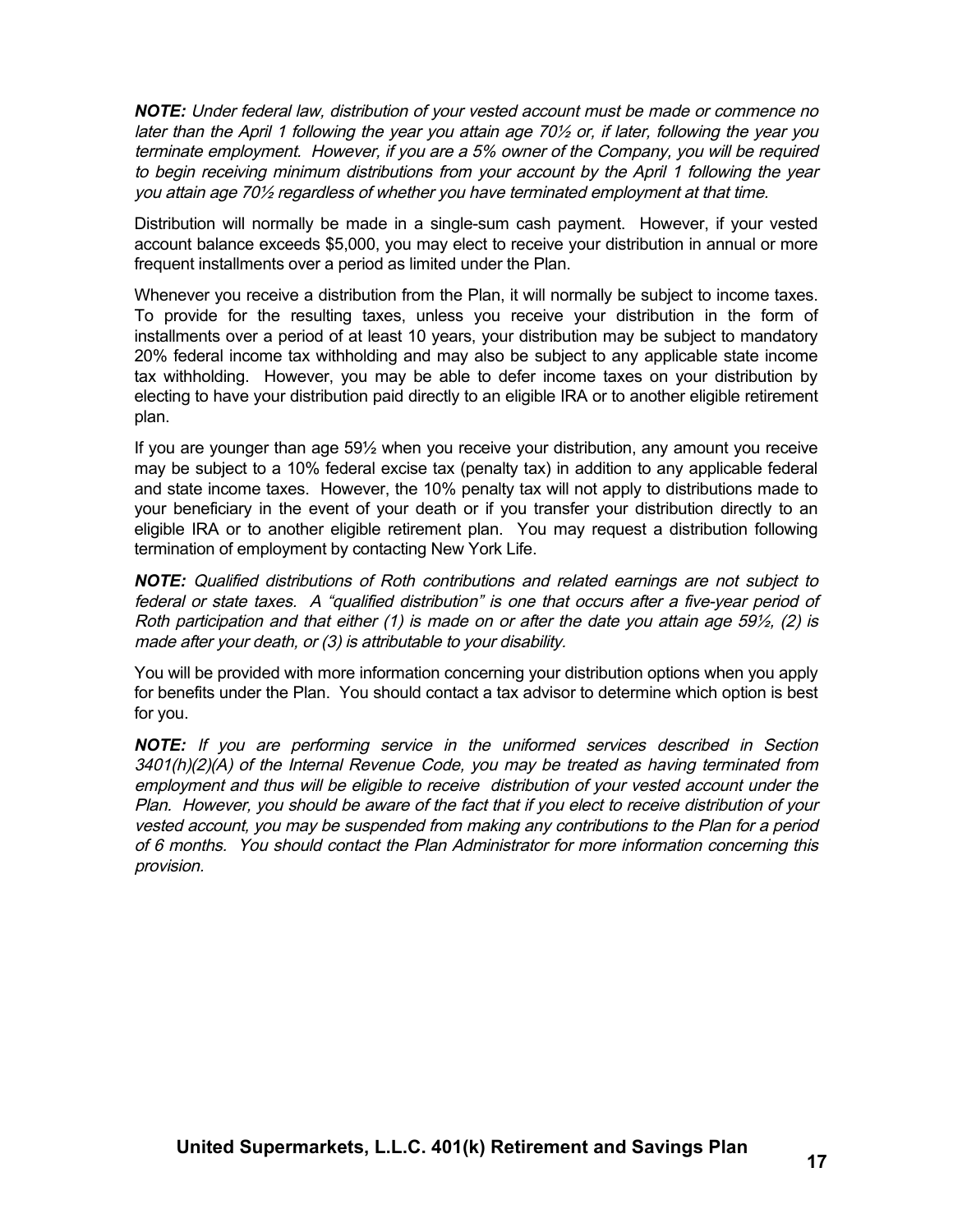***NOTE:*** *Under federal law, distribution of your vested account must be made or commence no later than the April 1 following the year you attain age 70½ or, if later, following the year you terminate employment. However, if you are a 5% owner of the Company, you will be required to begin receiving minimum distributions from your account by the April 1 following the year you attain age 70½ regardless of whether you have terminated employment at that time.*

Distribution will normally be made in a single-sum cash payment. However, if your vested account balance exceeds $5,000, you may elect to receive your distribution in annual or more frequent installments over a period as limited under the Plan.

Whenever you receive a distribution from the Plan, it will normally be subject to income taxes. To provide for the resulting taxes, unless you receive your distribution in the form of installments over a period of at least 10 years, your distribution may be subject to mandatory 20% federal income tax withholding and may also be subject to any applicable state income tax withholding. However, you may be able to defer income taxes on your distribution by electing to have your distribution paid directly to an eligible IRA or to another eligible retirement plan.

If you are younger than age 59½ when you receive your distribution, any amount you receive may be subject to a 10% federal excise tax (penalty tax) in addition to any applicable federal and state income taxes. However, the 10% penalty tax will not apply to distributions made to your beneficiary in the event of your death or if you transfer your distribution directly to an eligible IRA or to another eligible retirement plan. You may request a distribution following termination of employment by contacting New York Life.

***NOTE:*** *Qualified distributions of Roth contributions and related earnings are not subject to federal or state taxes. A "qualified distribution" is one that occurs after a five-year period of Roth participation and that either (1) is made on or after the date you attain age 59½, (2) is made after your death, or (3) is attributable to your disability.*

You will be provided with more information concerning your distribution options when you apply for benefits under the Plan. You should contact a tax advisor to determine which option is best for you.

***NOTE:*** *If you are performing service in the uniformed services described in Section 3401(h)(2)(A) of the Internal Revenue Code, you may be treated as having terminated from employment and thus will be eligible to receive distribution of your vested account under the Plan. However, you should be aware of the fact that if you elect to receive distribution of your vested account, you may be suspended from making any contributions to the Plan for a period of 6 months. You should contact the Plan Administrator for more information concerning this provision.*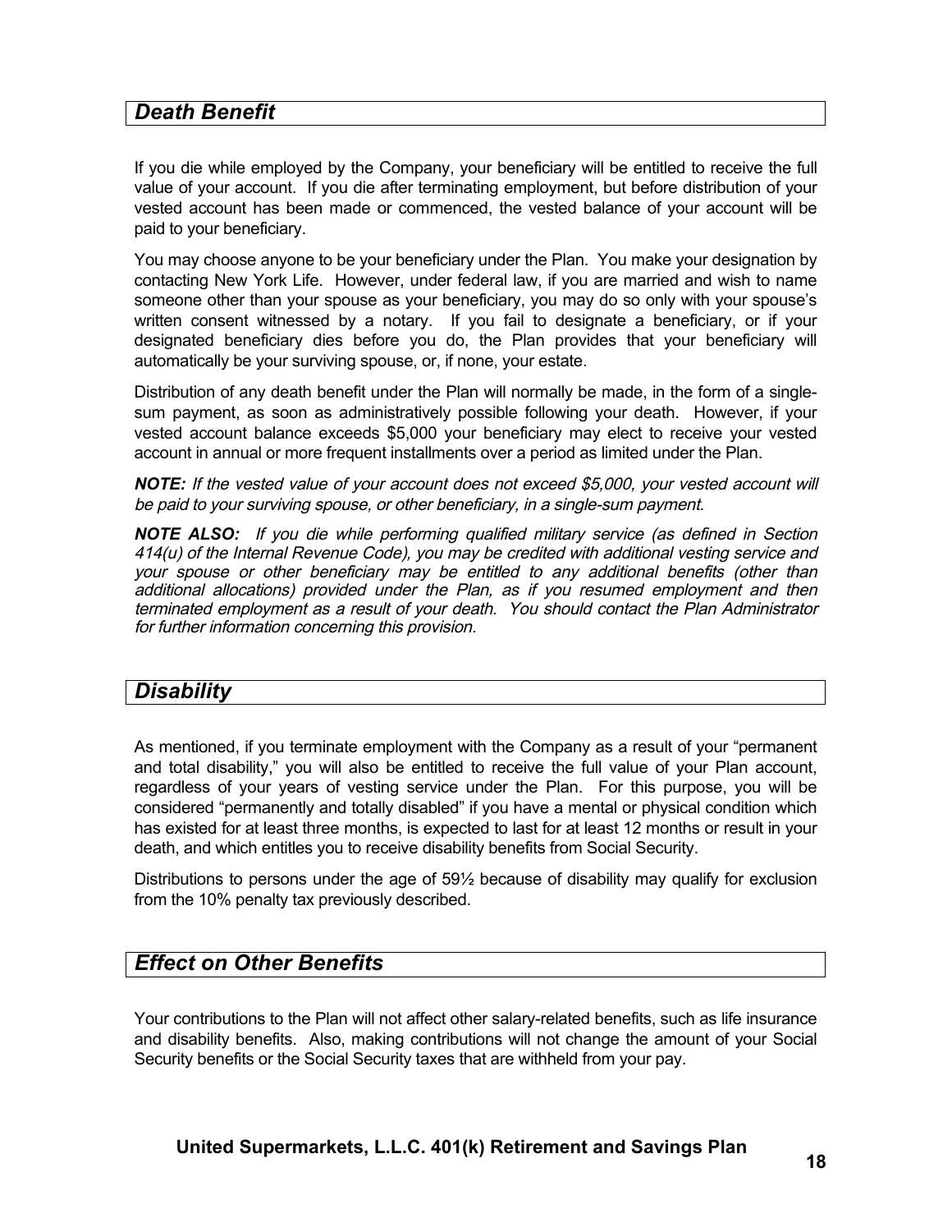## *Death Benefit*

If you die while employed by the Company, your beneficiary will be entitled to receive the full value of your account. If you die after terminating employment, but before distribution of your vested account has been made or commenced, the vested balance of your account will be paid to your beneficiary.

You may choose anyone to be your beneficiary under the Plan. You make your designation by contacting New York Life. However, under federal law, if you are married and wish to name someone other than your spouse as your beneficiary, you may do so only with your spouse's written consent witnessed by a notary. If you fail to designate a beneficiary, or if your designated beneficiary dies before you do, the Plan provides that your beneficiary will automatically be your surviving spouse, or, if none, your estate.

Distribution of any death benefit under the Plan will normally be made, in the form of a single-sum payment, as soon as administratively possible following your death. However, if your vested account balance exceeds $5,000 your beneficiary may elect to receive your vested account in annual or more frequent installments over a period as limited under the Plan.

***NOTE:*** *If the vested value of your account does not exceed $5,000, your vested account will be paid to your surviving spouse, or other beneficiary, in a single-sum payment.*

***NOTE ALSO:*** *If you die while performing qualified military service (as defined in Section 414(u) of the Internal Revenue Code), you may be credited with additional vesting service and your spouse or other beneficiary may be entitled to any additional benefits (other than additional allocations) provided under the Plan, as if you resumed employment and then terminated employment as a result of your death. You should contact the Plan Administrator for further information concerning this provision.*

## *Disability*

As mentioned, if you terminate employment with the Company as a result of your "permanent and total disability," you will also be entitled to receive the full value of your Plan account, regardless of your years of vesting service under the Plan. For this purpose, you will be considered "permanently and totally disabled" if you have a mental or physical condition which has existed for at least three months, is expected to last for at least 12 months or result in your death, and which entitles you to receive disability benefits from Social Security.

Distributions to persons under the age of 59½ because of disability may qualify for exclusion from the 10% penalty tax previously described.

## *Effect on Other Benefits*

Your contributions to the Plan will not affect other salary-related benefits, such as life insurance and disability benefits. Also, making contributions will not change the amount of your Social Security benefits or the Social Security taxes that are withheld from your pay.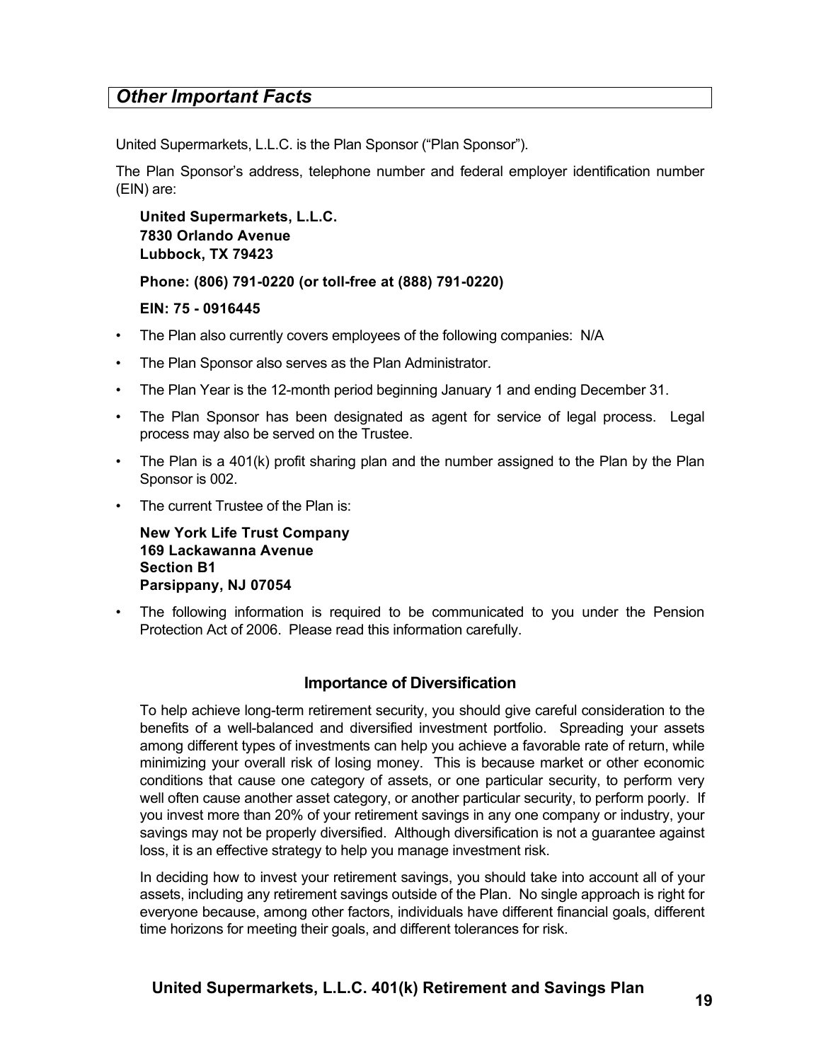## *Other Important Facts*

United Supermarkets, L.L.C. is the Plan Sponsor (“Plan Sponsor”).

The Plan Sponsor’s address, telephone number and federal employer identification number (EIN) are:

**United Supermarkets, L.L.C.**
**7830 Orlando Avenue**
**Lubbock, TX 79423**

**Phone: (806) 791-0220 (or toll-free at (888) 791-0220)**

**EIN: 75 - 0916445**

- The Plan also currently covers employees of the following companies: N/A
- The Plan Sponsor also serves as the Plan Administrator.
- The Plan Year is the 12-month period beginning January 1 and ending December 31.
- The Plan Sponsor has been designated as agent for service of legal process. Legal process may also be served on the Trustee.
- The Plan is a 401(k) profit sharing plan and the number assigned to the Plan by the Plan Sponsor is 002.
- The current Trustee of the Plan is:

  **New York Life Trust Company**
  **169 Lackawanna Avenue**
  **Section B1**
  **Parsippany, NJ 07054**

- The following information is required to be communicated to you under the Pension Protection Act of 2006. Please read this information carefully.

### Importance of Diversification

To help achieve long-term retirement security, you should give careful consideration to the benefits of a well-balanced and diversified investment portfolio. Spreading your assets among different types of investments can help you achieve a favorable rate of return, while minimizing your overall risk of losing money. This is because market or other economic conditions that cause one category of assets, or one particular security, to perform very well often cause another asset category, or another particular security, to perform poorly. If you invest more than 20% of your retirement savings in any one company or industry, your savings may not be properly diversified. Although diversification is not a guarantee against loss, it is an effective strategy to help you manage investment risk.

In deciding how to invest your retirement savings, you should take into account all of your assets, including any retirement savings outside of the Plan. No single approach is right for everyone because, among other factors, individuals have different financial goals, different time horizons for meeting their goals, and different tolerances for risk.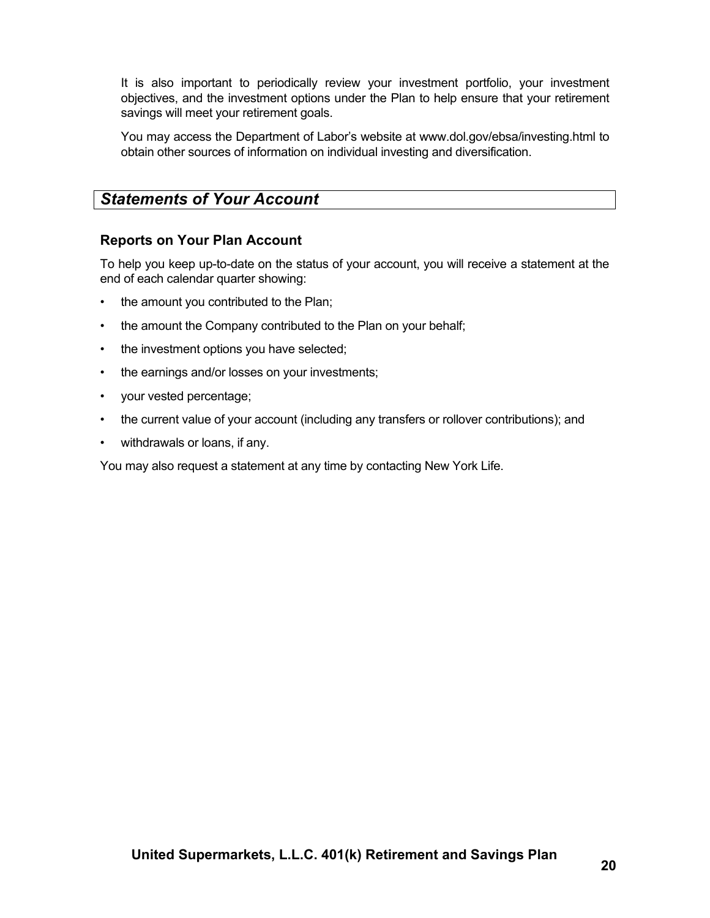It is also important to periodically review your investment portfolio, your investment objectives, and the investment options under the Plan to help ensure that your retirement savings will meet your retirement goals.

You may access the Department of Labor's website at www.dol.gov/ebsa/investing.html to obtain other sources of information on individual investing and diversification.

## *Statements of Your Account*

### Reports on Your Plan Account

To help you keep up-to-date on the status of your account, you will receive a statement at the end of each calendar quarter showing:

- the amount you contributed to the Plan;
- the amount the Company contributed to the Plan on your behalf;
- the investment options you have selected;
- the earnings and/or losses on your investments;
- your vested percentage;
- the current value of your account (including any transfers or rollover contributions); and
- withdrawals or loans, if any.

You may also request a statement at any time by contacting New York Life.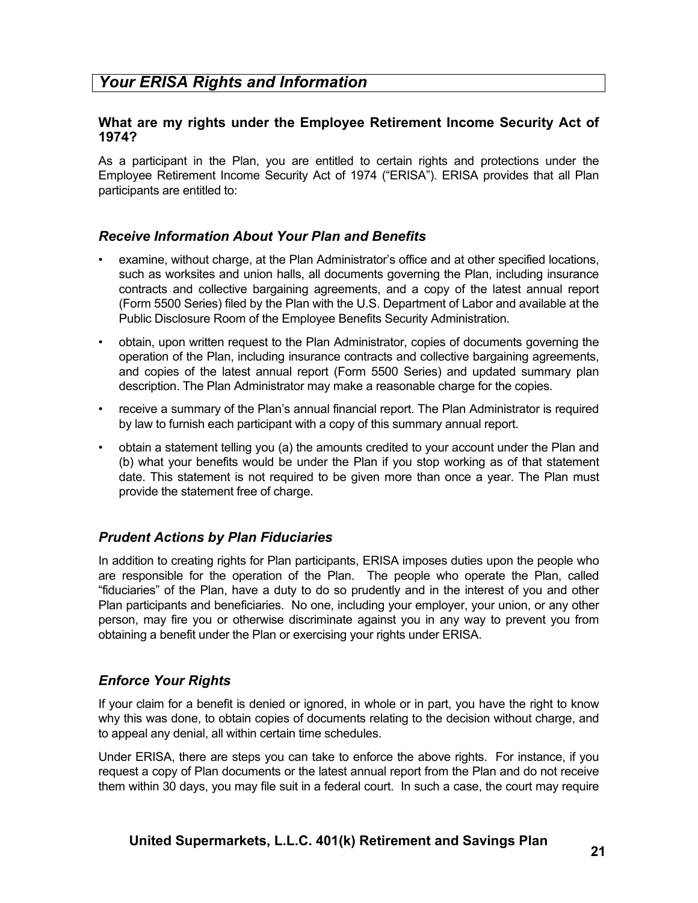## *Your ERISA Rights and Information*

### What are my rights under the Employee Retirement Income Security Act of 1974?

As a participant in the Plan, you are entitled to certain rights and protections under the Employee Retirement Income Security Act of 1974 ("ERISA"). ERISA provides that all Plan participants are entitled to:

### *Receive Information About Your Plan and Benefits*

- examine, without charge, at the Plan Administrator's office and at other specified locations, such as worksites and union halls, all documents governing the Plan, including insurance contracts and collective bargaining agreements, and a copy of the latest annual report (Form 5500 Series) filed by the Plan with the U.S. Department of Labor and available at the Public Disclosure Room of the Employee Benefits Security Administration.
- obtain, upon written request to the Plan Administrator, copies of documents governing the operation of the Plan, including insurance contracts and collective bargaining agreements, and copies of the latest annual report (Form 5500 Series) and updated summary plan description. The Plan Administrator may make a reasonable charge for the copies.
- receive a summary of the Plan's annual financial report. The Plan Administrator is required by law to furnish each participant with a copy of this summary annual report.
- obtain a statement telling you (a) the amounts credited to your account under the Plan and (b) what your benefits would be under the Plan if you stop working as of that statement date. This statement is not required to be given more than once a year. The Plan must provide the statement free of charge.

### *Prudent Actions by Plan Fiduciaries*

In addition to creating rights for Plan participants, ERISA imposes duties upon the people who are responsible for the operation of the Plan. The people who operate the Plan, called "fiduciaries" of the Plan, have a duty to do so prudently and in the interest of you and other Plan participants and beneficiaries. No one, including your employer, your union, or any other person, may fire you or otherwise discriminate against you in any way to prevent you from obtaining a benefit under the Plan or exercising your rights under ERISA.

### *Enforce Your Rights*

If your claim for a benefit is denied or ignored, in whole or in part, you have the right to know why this was done, to obtain copies of documents relating to the decision without charge, and to appeal any denial, all within certain time schedules.

Under ERISA, there are steps you can take to enforce the above rights. For instance, if you request a copy of Plan documents or the latest annual report from the Plan and do not receive them within 30 days, you may file suit in a federal court. In such a case, the court may require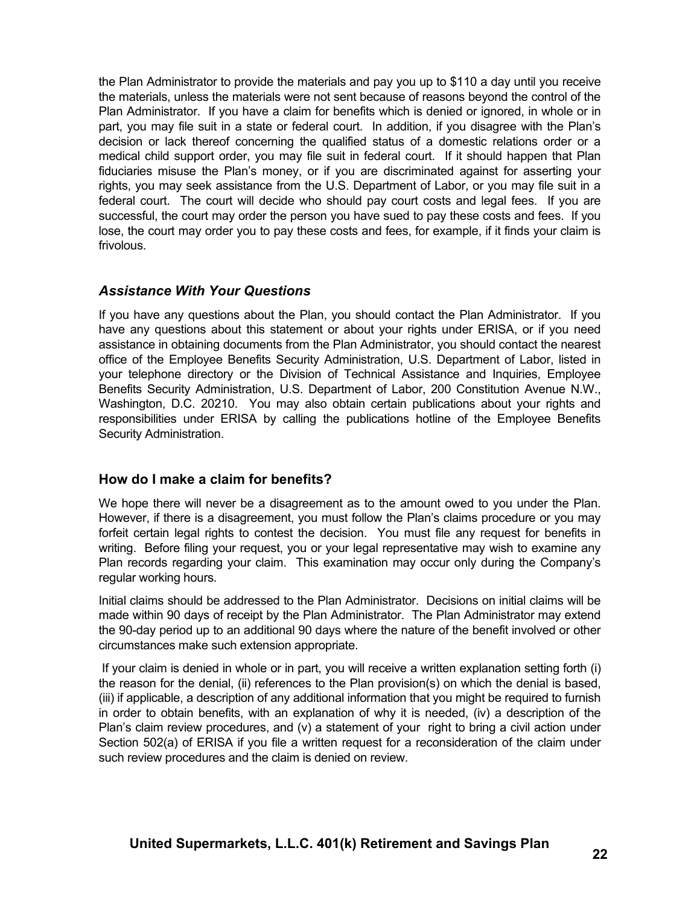the Plan Administrator to provide the materials and pay you up to $110 a day until you receive the materials, unless the materials were not sent because of reasons beyond the control of the Plan Administrator. If you have a claim for benefits which is denied or ignored, in whole or in part, you may file suit in a state or federal court. In addition, if you disagree with the Plan's decision or lack thereof concerning the qualified status of a domestic relations order or a medical child support order, you may file suit in federal court. If it should happen that Plan fiduciaries misuse the Plan's money, or if you are discriminated against for asserting your rights, you may seek assistance from the U.S. Department of Labor, or you may file suit in a federal court. The court will decide who should pay court costs and legal fees. If you are successful, the court may order the person you have sued to pay these costs and fees. If you lose, the court may order you to pay these costs and fees, for example, if it finds your claim is frivolous.

### *Assistance With Your Questions*

If you have any questions about the Plan, you should contact the Plan Administrator. If you have any questions about this statement or about your rights under ERISA, or if you need assistance in obtaining documents from the Plan Administrator, you should contact the nearest office of the Employee Benefits Security Administration, U.S. Department of Labor, listed in your telephone directory or the Division of Technical Assistance and Inquiries, Employee Benefits Security Administration, U.S. Department of Labor, 200 Constitution Avenue N.W., Washington, D.C. 20210. You may also obtain certain publications about your rights and responsibilities under ERISA by calling the publications hotline of the Employee Benefits Security Administration.

## How do I make a claim for benefits?

We hope there will never be a disagreement as to the amount owed to you under the Plan. However, if there is a disagreement, you must follow the Plan's claims procedure or you may forfeit certain legal rights to contest the decision. You must file any request for benefits in writing. Before filing your request, you or your legal representative may wish to examine any Plan records regarding your claim. This examination may occur only during the Company's regular working hours.

Initial claims should be addressed to the Plan Administrator. Decisions on initial claims will be made within 90 days of receipt by the Plan Administrator. The Plan Administrator may extend the 90-day period up to an additional 90 days where the nature of the benefit involved or other circumstances make such extension appropriate.

If your claim is denied in whole or in part, you will receive a written explanation setting forth (i) the reason for the denial, (ii) references to the Plan provision(s) on which the denial is based, (iii) if applicable, a description of any additional information that you might be required to furnish in order to obtain benefits, with an explanation of why it is needed, (iv) a description of the Plan's claim review procedures, and (v) a statement of your right to bring a civil action under Section 502(a) of ERISA if you file a written request for a reconsideration of the claim under such review procedures and the claim is denied on review.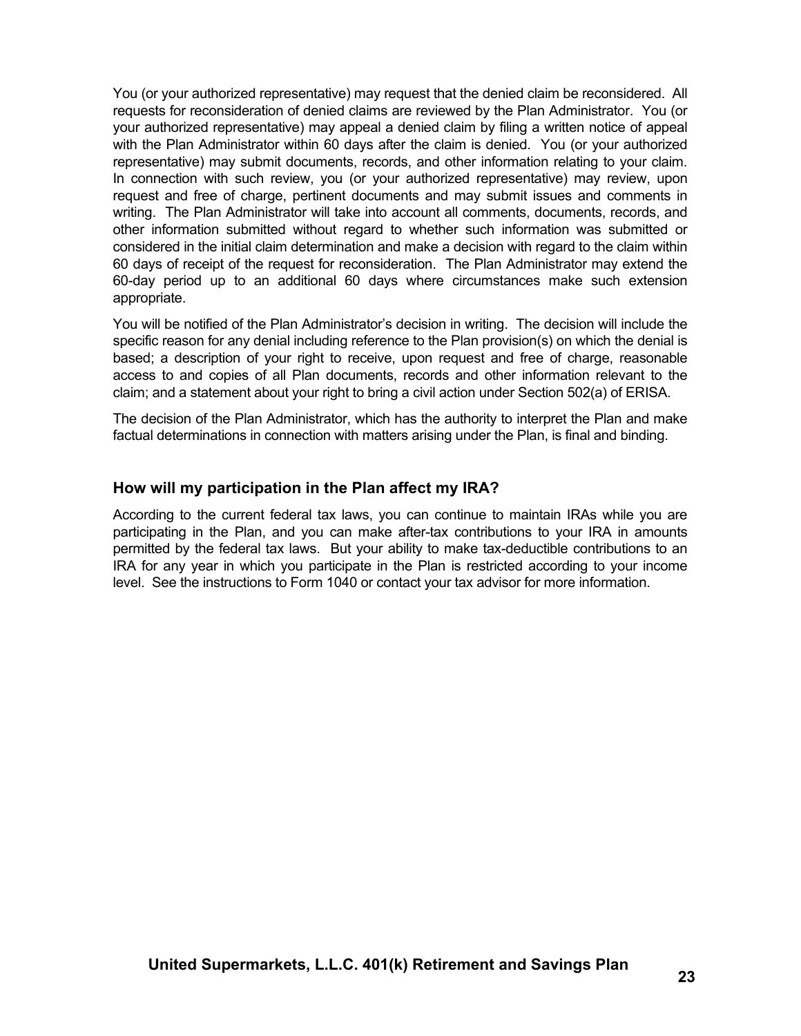You (or your authorized representative) may request that the denied claim be reconsidered. All requests for reconsideration of denied claims are reviewed by the Plan Administrator. You (or your authorized representative) may appeal a denied claim by filing a written notice of appeal with the Plan Administrator within 60 days after the claim is denied. You (or your authorized representative) may submit documents, records, and other information relating to your claim. In connection with such review, you (or your authorized representative) may review, upon request and free of charge, pertinent documents and may submit issues and comments in writing. The Plan Administrator will take into account all comments, documents, records, and other information submitted without regard to whether such information was submitted or considered in the initial claim determination and make a decision with regard to the claim within 60 days of receipt of the request for reconsideration. The Plan Administrator may extend the 60-day period up to an additional 60 days where circumstances make such extension appropriate.

You will be notified of the Plan Administrator's decision in writing. The decision will include the specific reason for any denial including reference to the Plan provision(s) on which the denial is based; a description of your right to receive, upon request and free of charge, reasonable access to and copies of all Plan documents, records and other information relevant to the claim; and a statement about your right to bring a civil action under Section 502(a) of ERISA.

The decision of the Plan Administrator, which has the authority to interpret the Plan and make factual determinations in connection with matters arising under the Plan, is final and binding.

### How will my participation in the Plan affect my IRA?

According to the current federal tax laws, you can continue to maintain IRAs while you are participating in the Plan, and you can make after-tax contributions to your IRA in amounts permitted by the federal tax laws. But your ability to make tax-deductible contributions to an IRA for any year in which you participate in the Plan is restricted according to your income level. See the instructions to Form 1040 or contact your tax advisor for more information.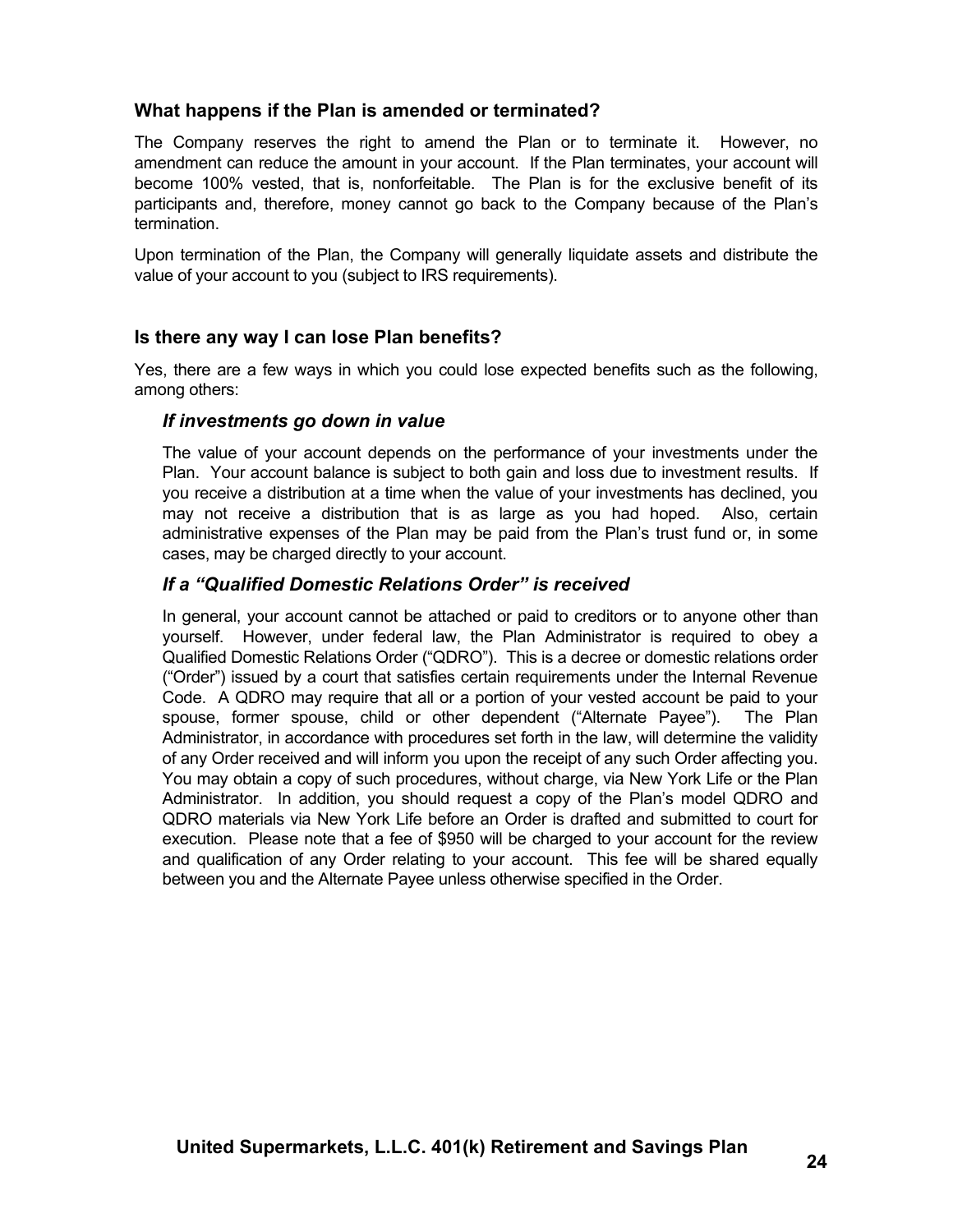## What happens if the Plan is amended or terminated?

The Company reserves the right to amend the Plan or to terminate it. However, no amendment can reduce the amount in your account. If the Plan terminates, your account will become 100% vested, that is, nonforfeitable. The Plan is for the exclusive benefit of its participants and, therefore, money cannot go back to the Company because of the Plan's termination.

Upon termination of the Plan, the Company will generally liquidate assets and distribute the value of your account to you (subject to IRS requirements).

## Is there any way I can lose Plan benefits?

Yes, there are a few ways in which you could lose expected benefits such as the following, among others:

### *If investments go down in value*

The value of your account depends on the performance of your investments under the Plan. Your account balance is subject to both gain and loss due to investment results. If you receive a distribution at a time when the value of your investments has declined, you may not receive a distribution that is as large as you had hoped. Also, certain administrative expenses of the Plan may be paid from the Plan's trust fund or, in some cases, may be charged directly to your account.

### *If a "Qualified Domestic Relations Order" is received*

In general, your account cannot be attached or paid to creditors or to anyone other than yourself. However, under federal law, the Plan Administrator is required to obey a Qualified Domestic Relations Order ("QDRO"). This is a decree or domestic relations order ("Order") issued by a court that satisfies certain requirements under the Internal Revenue Code. A QDRO may require that all or a portion of your vested account be paid to your spouse, former spouse, child or other dependent ("Alternate Payee"). The Plan Administrator, in accordance with procedures set forth in the law, will determine the validity of any Order received and will inform you upon the receipt of any such Order affecting you. You may obtain a copy of such procedures, without charge, via New York Life or the Plan Administrator. In addition, you should request a copy of the Plan's model QDRO and QDRO materials via New York Life before an Order is drafted and submitted to court for execution. Please note that a fee of $950 will be charged to your account for the review and qualification of any Order relating to your account. This fee will be shared equally between you and the Alternate Payee unless otherwise specified in the Order.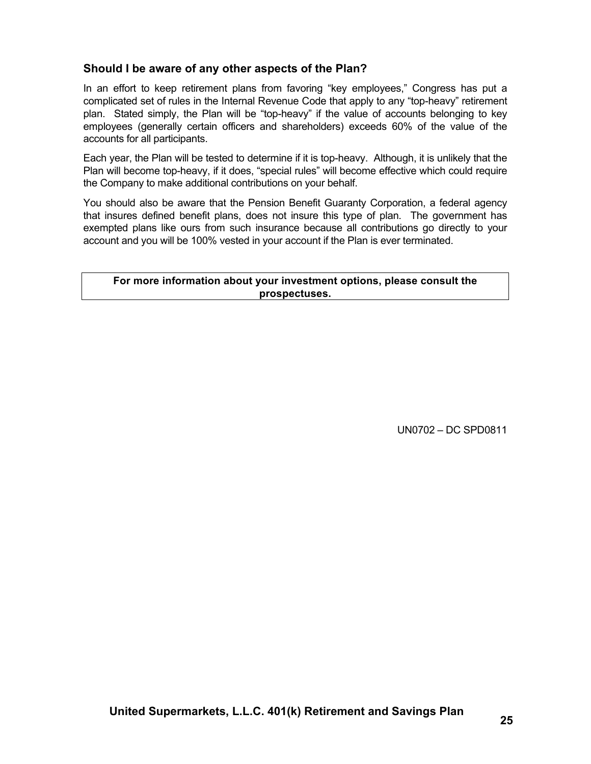### Should I be aware of any other aspects of the Plan?

In an effort to keep retirement plans from favoring “key employees,” Congress has put a complicated set of rules in the Internal Revenue Code that apply to any “top-heavy” retirement plan. Stated simply, the Plan will be “top-heavy” if the value of accounts belonging to key employees (generally certain officers and shareholders) exceeds 60% of the value of the accounts for all participants.

Each year, the Plan will be tested to determine if it is top-heavy. Although, it is unlikely that the Plan will become top-heavy, if it does, “special rules” will become effective which could require the Company to make additional contributions on your behalf.

You should also be aware that the Pension Benefit Guaranty Corporation, a federal agency that insures defined benefit plans, does not insure this type of plan. The government has exempted plans like ours from such insurance because all contributions go directly to your account and you will be 100% vested in your account if the Plan is ever terminated.

**For more information about your investment options, please consult the prospectuses.**

UN0702 – DC SPD0811